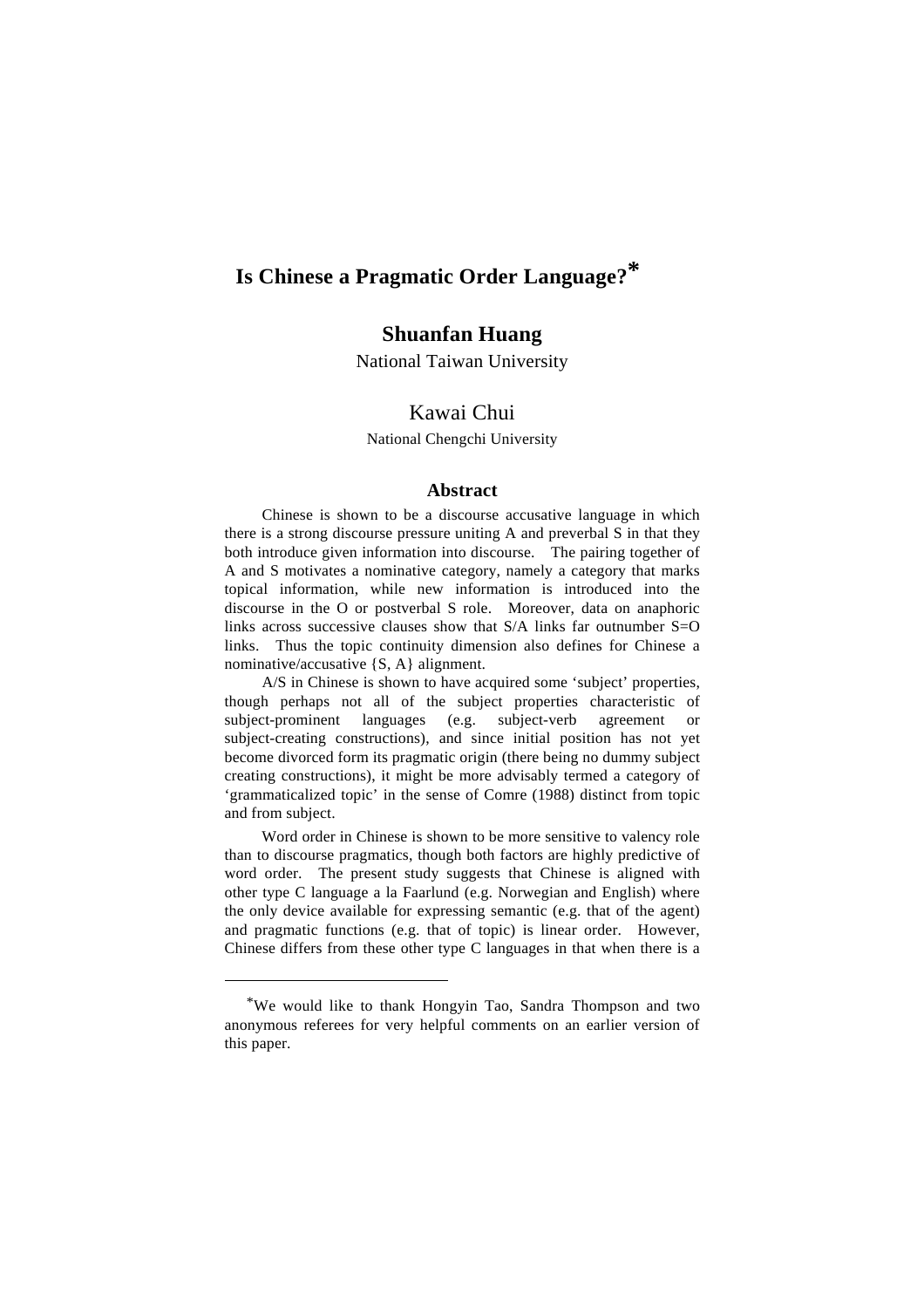# Is Chinese a Pragmatic Order Language?*

## Shuanfan Huang

National Taiwan University

## Kawai Chui

National Chengchi University

### Abstract

Chinese is shown to be a discourse accusative language in which there is a strong discourse pressure uniting A and preverbal S in that they both introduce given information into discourse. The pairing together of A and S motivates a nominative category, namely a category that marks topical information, while new information is introduced into the discourse in the O or postverbal S role. Moreover, data on anaphoric links across successive clauses show that S/A links far outnumber S=O links. Thus the topic continuity dimension also defines for Chinese a nominative/accusative {S, A} alignment.

A/S in Chinese is shown to have acquired some 'subject' properties, though perhaps not all of the subject properties characteristic of subject-prominent languages (e.g. subject-verb agreement or subject-creating constructions), and since initial position has not yet become divorced form its pragmatic origin (there being no dummy subject creating constructions), it might be more advisably termed a category of 'grammaticalized topic' in the sense of Comre (1988) distinct from topic and from subject.

Word order in Chinese is shown to be more sensitive to valency role than to discourse pragmatics, though both factors are highly predictive of word order. The present study suggests that Chinese is aligned with other type C language a la Faarlund (e.g. Norwegian and English) where the only device available for expressing semantic (e.g. that of the agent) and pragmatic functions (e.g. that of topic) is linear order. However, Chinese differs from these other type C languages in that when there is a

---

*We would like to thank Hongyin Tao, Sandra Thompson and two anonymous referees for very helpful comments on an earlier version of this paper.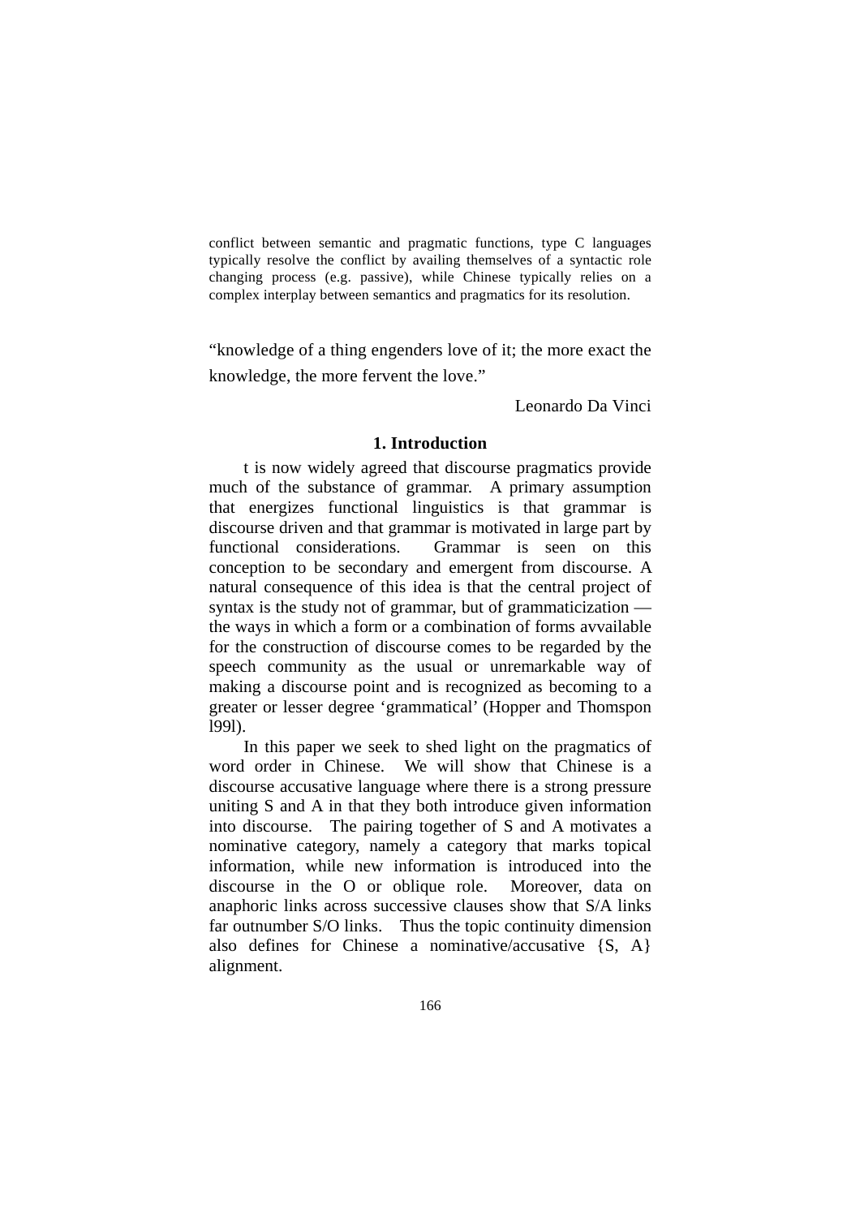conflict between semantic and pragmatic functions, type C languages typically resolve the conflict by availing themselves of a syntactic role changing process (e.g. passive), while Chinese typically relies on a complex interplay between semantics and pragmatics for its resolution.

"knowledge of a thing engenders love of it; the more exact the knowledge, the more fervent the love."

Leonardo Da Vinci

## 1. Introduction

t is now widely agreed that discourse pragmatics provide much of the substance of grammar. A primary assumption that energizes functional linguistics is that grammar is discourse driven and that grammar is motivated in large part by functional considerations. Grammar is seen on this conception to be secondary and emergent from discourse. A natural consequence of this idea is that the central project of syntax is the study not of grammar, but of grammaticization — the ways in which a form or a combination of forms avvailable for the construction of discourse comes to be regarded by the speech community as the usual or unremarkable way of making a discourse point and is recognized as becoming to a greater or lesser degree 'grammatical' (Hopper and Thomspon l99l).

In this paper we seek to shed light on the pragmatics of word order in Chinese. We will show that Chinese is a discourse accusative language where there is a strong pressure uniting S and A in that they both introduce given information into discourse. The pairing together of S and A motivates a nominative category, namely a category that marks topical information, while new information is introduced into the discourse in the O or oblique role. Moreover, data on anaphoric links across successive clauses show that S/A links far outnumber S/O links. Thus the topic continuity dimension also defines for Chinese a nominative/accusative {S, A} alignment.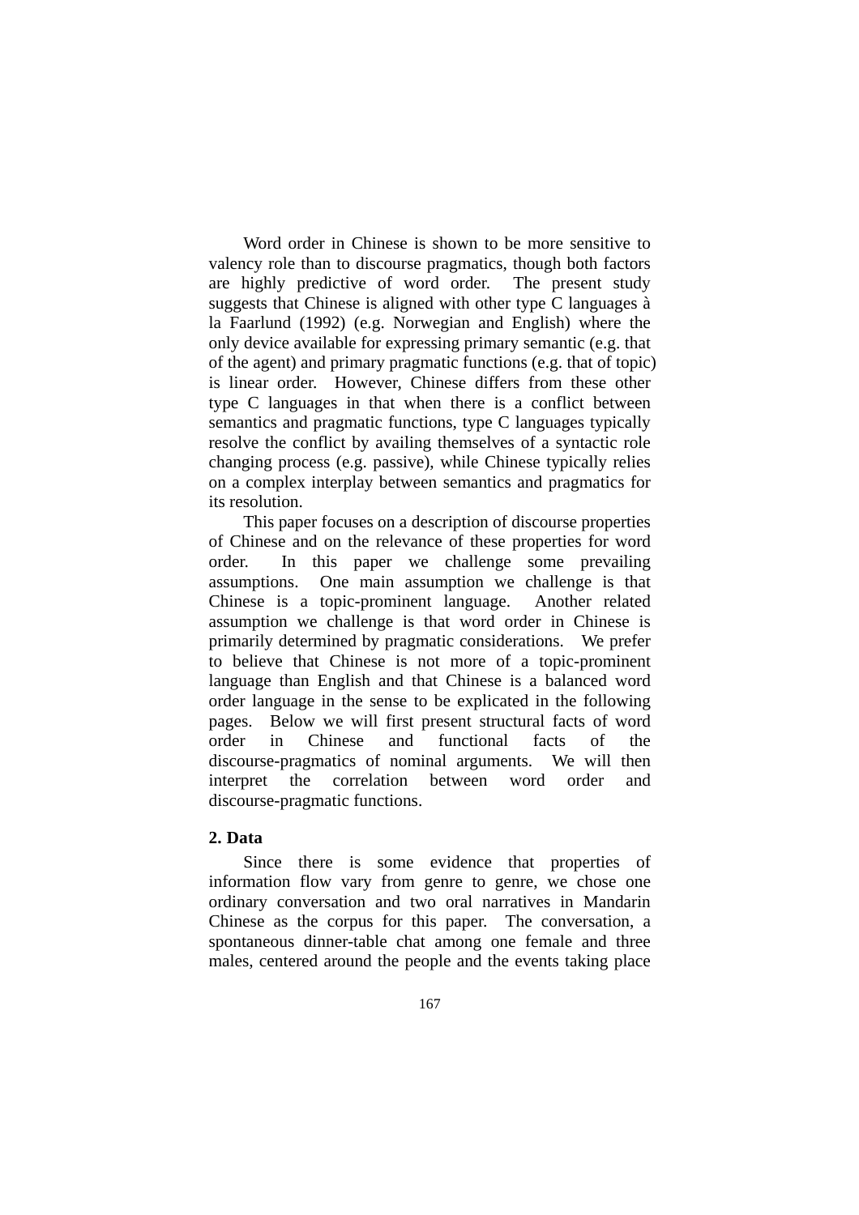Word order in Chinese is shown to be more sensitive to valency role than to discourse pragmatics, though both factors are highly predictive of word order. The present study suggests that Chinese is aligned with other type C languages à la Faarlund (1992) (e.g. Norwegian and English) where the only device available for expressing primary semantic (e.g. that of the agent) and primary pragmatic functions (e.g. that of topic) is linear order. However, Chinese differs from these other type C languages in that when there is a conflict between semantics and pragmatic functions, type C languages typically resolve the conflict by availing themselves of a syntactic role changing process (e.g. passive), while Chinese typically relies on a complex interplay between semantics and pragmatics for its resolution.

This paper focuses on a description of discourse properties of Chinese and on the relevance of these properties for word order. In this paper we challenge some prevailing assumptions. One main assumption we challenge is that Chinese is a topic-prominent language. Another related assumption we challenge is that word order in Chinese is primarily determined by pragmatic considerations. We prefer to believe that Chinese is not more of a topic-prominent language than English and that Chinese is a balanced word order language in the sense to be explicated in the following pages. Below we will first present structural facts of word order in Chinese and functional facts of the discourse-pragmatics of nominal arguments. We will then interpret the correlation between word order and discourse-pragmatic functions.

## 2. Data

Since there is some evidence that properties of information flow vary from genre to genre, we chose one ordinary conversation and two oral narratives in Mandarin Chinese as the corpus for this paper. The conversation, a spontaneous dinner-table chat among one female and three males, centered around the people and the events taking place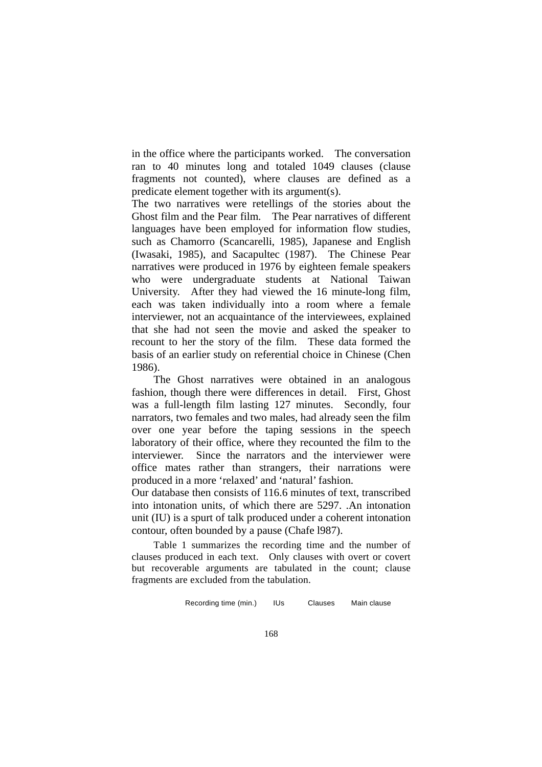in the office where the participants worked. The conversation ran to 40 minutes long and totaled 1049 clauses (clause fragments not counted), where clauses are defined as a predicate element together with its argument(s).

The two narratives were retellings of the stories about the Ghost film and the Pear film. The Pear narratives of different languages have been employed for information flow studies, such as Chamorro (Scancarelli, 1985), Japanese and English (Iwasaki, 1985), and Sacapultec (1987). The Chinese Pear narratives were produced in 1976 by eighteen female speakers who were undergraduate students at National Taiwan University. After they had viewed the 16 minute-long film, each was taken individually into a room where a female interviewer, not an acquaintance of the interviewees, explained that she had not seen the movie and asked the speaker to recount to her the story of the film. These data formed the basis of an earlier study on referential choice in Chinese (Chen 1986).

The Ghost narratives were obtained in an analogous fashion, though there were differences in detail. First, Ghost was a full-length film lasting 127 minutes. Secondly, four narrators, two females and two males, had already seen the film over one year before the taping sessions in the speech laboratory of their office, where they recounted the film to the interviewer. Since the narrators and the interviewer were office mates rather than strangers, their narrations were produced in a more 'relaxed' and 'natural' fashion.

Our database then consists of 116.6 minutes of text, transcribed into intonation units, of which there are 5297. .An intonation unit (IU) is a spurt of talk produced under a coherent intonation contour, often bounded by a pause (Chafe l987).

Table 1 summarizes the recording time and the number of clauses produced in each text. Only clauses with overt or covert but recoverable arguments are tabulated in the count; clause fragments are excluded from the tabulation.

| Recording time (min.) | IUs | Clauses | Main clause |
|---|---|---|---|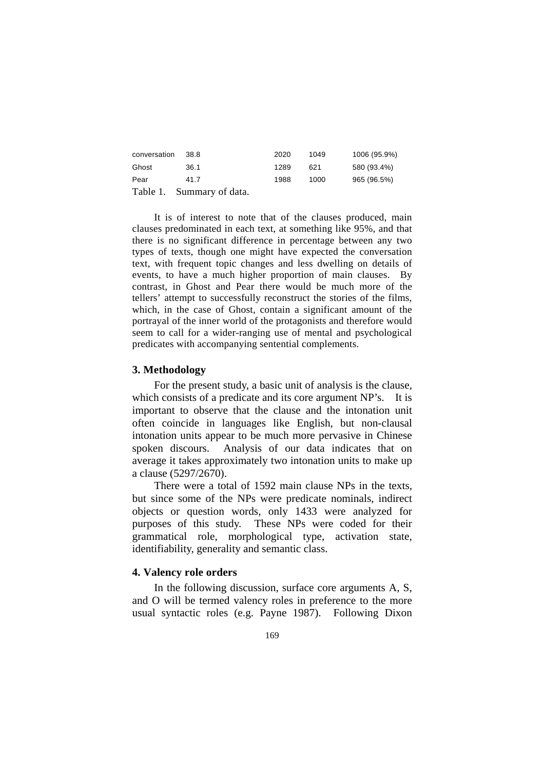| | | | | |
|---|---|---|---|---|
| conversation | 38.8 | 2020 | 1049 | 1006 (95.9%) |
| Ghost | 36.1 | 1289 | 621 | 580 (93.4%) |
| Pear | 41.7 | 1988 | 1000 | 965 (96.5%) |

Table 1. Summary of data.

It is of interest to note that of the clauses produced, main clauses predominated in each text, at something like 95%, and that there is no significant difference in percentage between any two types of texts, though one might have expected the conversation text, with frequent topic changes and less dwelling on details of events, to have a much higher proportion of main clauses. By contrast, in Ghost and Pear there would be much more of the tellers' attempt to successfully reconstruct the stories of the films, which, in the case of Ghost, contain a significant amount of the portrayal of the inner world of the protagonists and therefore would seem to call for a wider-ranging use of mental and psychological predicates with accompanying sentential complements.

### 3. Methodology

For the present study, a basic unit of analysis is the clause, which consists of a predicate and its core argument NP's. It is important to observe that the clause and the intonation unit often coincide in languages like English, but non-clausal intonation units appear to be much more pervasive in Chinese spoken discours. Analysis of our data indicates that on average it takes approximately two intonation units to make up a clause (5297/2670).

There were a total of 1592 main clause NPs in the texts, but since some of the NPs were predicate nominals, indirect objects or question words, only 1433 were analyzed for purposes of this study. These NPs were coded for their grammatical role, morphological type, activation state, identifiability, generality and semantic class.

### 4. Valency role orders

In the following discussion, surface core arguments A, S, and O will be termed valency roles in preference to the more usual syntactic roles (e.g. Payne 1987). Following Dixon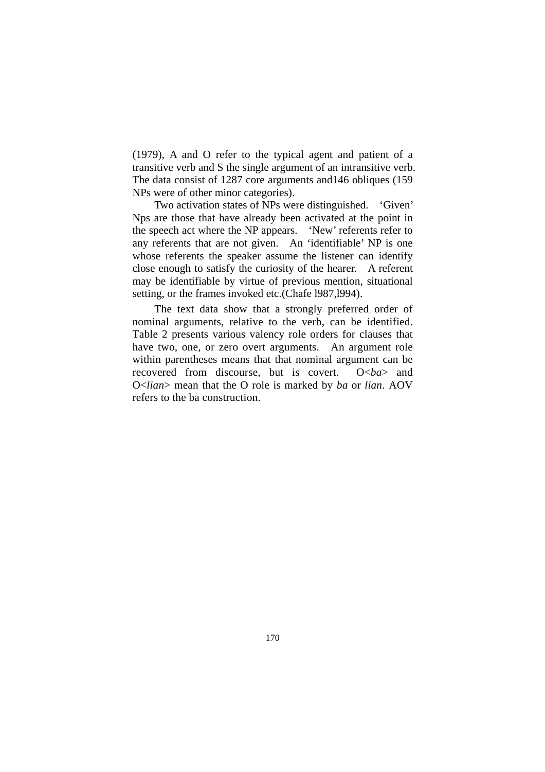(1979), A and O refer to the typical agent and patient of a transitive verb and S the single argument of an intransitive verb. The data consist of 1287 core arguments and146 obliques (159 NPs were of other minor categories).

Two activation states of NPs were distinguished. ‘Given’ Nps are those that have already been activated at the point in the speech act where the NP appears. ‘New’ referents refer to any referents that are not given. An ‘identifiable’ NP is one whose referents the speaker assume the listener can identify close enough to satisfy the curiosity of the hearer. A referent may be identifiable by virtue of previous mention, situational setting, or the frames invoked etc.(Chafe l987,l994).

The text data show that a strongly preferred order of nominal arguments, relative to the verb, can be identified. Table 2 presents various valency role orders for clauses that have two, one, or zero overt arguments. An argument role within parentheses means that that nominal argument can be recovered from discourse, but is covert. O<*ba*> and O<*lian*> mean that the O role is marked by *ba* or *lian*. AOV refers to the ba construction.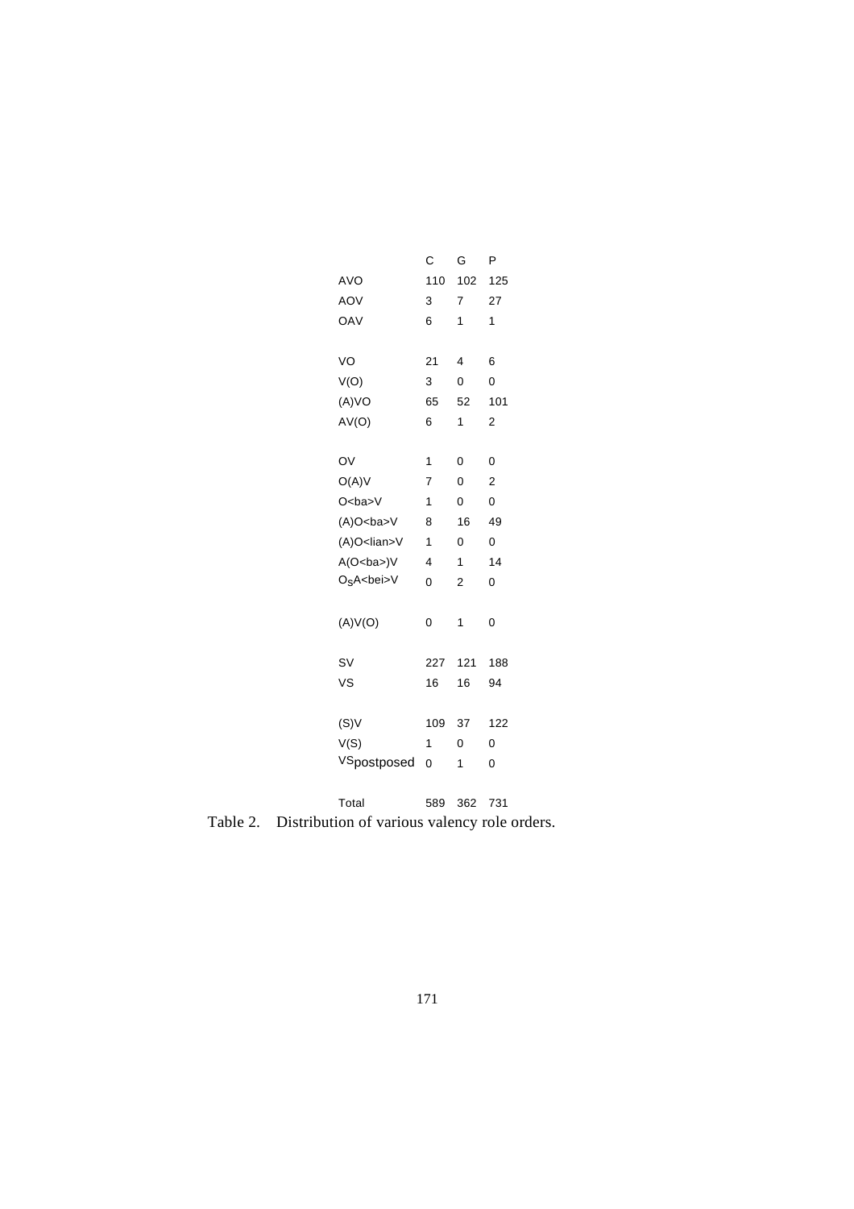| | C | G | P |
|---|---|---|---|
| AVO | 110 | 102 | 125 |
| AOV | 3 | 7 | 27 |
| OAV | 6 | 1 | 1 |
| | | | |
| VO | 21 | 4 | 6 |
| V(O) | 3 | 0 | 0 |
| (A)VO | 65 | 52 | 101 |
| AV(O) | 6 | 1 | 2 |
| | | | |
| OV | 1 | 0 | 0 |
| O(A)V | 7 | 0 | 2 |
| O<ba>V | 1 | 0 | 0 |
| (A)O<ba>V | 8 | 16 | 49 |
| (A)O<lian>V | 1 | 0 | 0 |
| A(O<ba>)V | 4 | 1 | 14 |
| $O_S$A<bei>V | 0 | 2 | 0 |
| | | | |
| (A)V(O) | 0 | 1 | 0 |
| | | | |
| SV | 227 | 121 | 188 |
| VS | 16 | 16 | 94 |
| | | | |
| (S)V | 109 | 37 | 122 |
| V(S) | 1 | 0 | 0 |
| $VS_{postposed}$ | 0 | 1 | 0 |
| | | | |
| Total | 589 | 362 | 731 |

Table 2. Distribution of various valency role orders.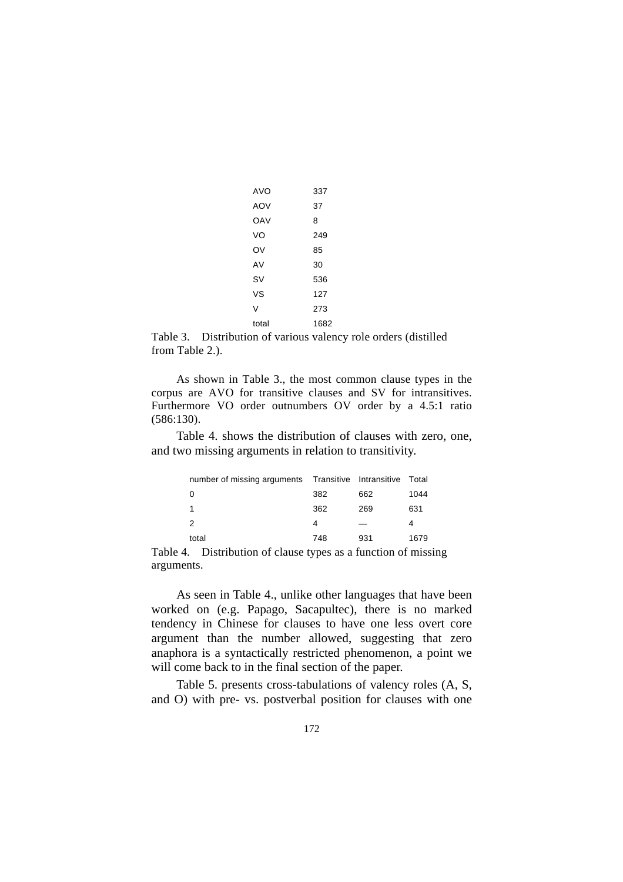| | |
|---|---|
| AVO | 337 |
| AOV | 37 |
| OAV | 8 |
| VO | 249 |
| OV | 85 |
| AV | 30 |
| SV | 536 |
| VS | 127 |
| V | 273 |
| total | 1682 |

Table 3. Distribution of various valency role orders (distilled from Table 2.).

As shown in Table 3., the most common clause types in the corpus are AVO for transitive clauses and SV for intransitives. Furthermore VO order outnumbers OV order by a 4.5:1 ratio (586:130).

Table 4. shows the distribution of clauses with zero, one, and two missing arguments in relation to transitivity.

| number of missing arguments | Transitive | Intransitive | Total |
|---|---|---|---|
| 0 | 382 | 662 | 1044 |
| 1 | 362 | 269 | 631 |
| 2 | 4 | — | 4 |
| total | 748 | 931 | 1679 |

Table 4. Distribution of clause types as a function of missing arguments.

As seen in Table 4., unlike other languages that have been worked on (e.g. Papago, Sacapultec), there is no marked tendency in Chinese for clauses to have one less overt core argument than the number allowed, suggesting that zero anaphora is a syntactically restricted phenomenon, a point we will come back to in the final section of the paper.

Table 5. presents cross-tabulations of valency roles (A, S, and O) with pre- vs. postverbal position for clauses with one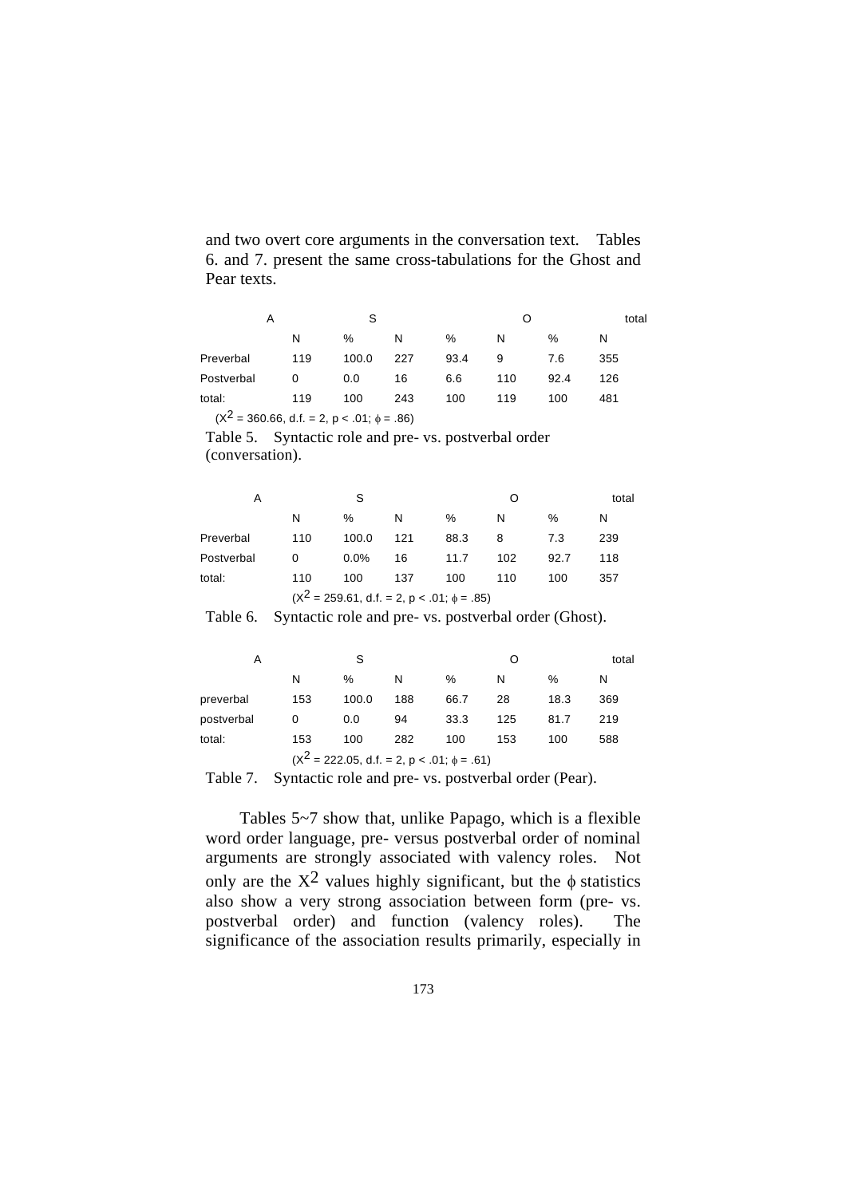and two overt core arguments in the conversation text. Tables 6. and 7. present the same cross-tabulations for the Ghost and Pear texts.

| | A | | S | | O | | total |
|---|---|---|---|---|---|---|---|
| | N | % | N | % | N | % | N |
| Preverbal | 119 | 100.0 | 227 | 93.4 | 9 | 7.6 | 355 |
| Postverbal | 0 | 0.0 | 16 | 6.6 | 110 | 92.4 | 126 |
| total: | 119 | 100 | 243 | 100 | 119 | 100 | 481 |

($X^2$ = 360.66, d.f. = 2, $p < .01$; $\phi = .86$)

Table 5. Syntactic role and pre- vs. postverbal order (conversation).

| | A | | S | | O | | total |
|---|---|---|---|---|---|---|---|
| | N | % | N | % | N | % | N |
| Preverbal | 110 | 100.0 | 121 | 88.3 | 8 | 7.3 | 239 |
| Postverbal | 0 | 0.0% | 16 | 11.7 | 102 | 92.7 | 118 |
| total: | 110 | 100 | 137 | 100 | 110 | 100 | 357 |

($X^2$ = 259.61, d.f. = 2, $p < .01$; $\phi = .85$)

Table 6. Syntactic role and pre- vs. postverbal order (Ghost).

| | A | | S | | O | | total |
|---|---|---|---|---|---|---|---|
| | N | % | N | % | N | % | N |
| preverbal | 153 | 100.0 | 188 | 66.7 | 28 | 18.3 | 369 |
| postverbal | 0 | 0.0 | 94 | 33.3 | 125 | 81.7 | 219 |
| total: | 153 | 100 | 282 | 100 | 153 | 100 | 588 |

($X^2$ = 222.05, d.f. = 2, $p < .01$; $\phi = .61$)

Table 7. Syntactic role and pre- vs. postverbal order (Pear).

Tables 5~7 show that, unlike Papago, which is a flexible word order language, pre- versus postverbal order of nominal arguments are strongly associated with valency roles. Not only are the $X^2$ values highly significant, but the $\phi$ statistics also show a very strong association between form (pre- vs. postverbal order) and function (valency roles). The significance of the association results primarily, especially in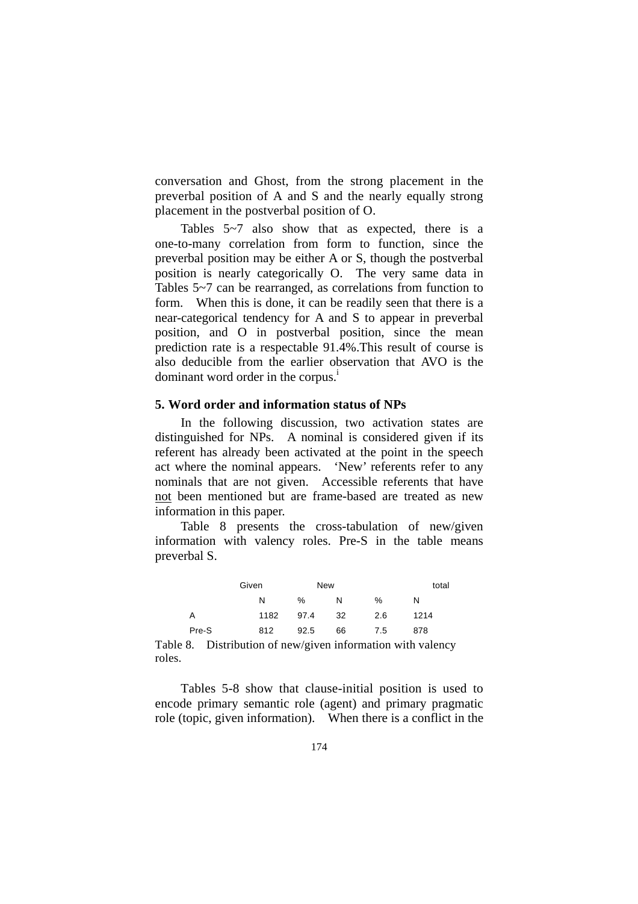conversation and Ghost, from the strong placement in the preverbal position of A and S and the nearly equally strong placement in the postverbal position of O.

Tables 5~7 also show that as expected, there is a one-to-many correlation from form to function, since the preverbal position may be either A or S, though the postverbal position is nearly categorically O. The very same data in Tables 5~7 can be rearranged, as correlations from function to form. When this is done, it can be readily seen that there is a near-categorical tendency for A and S to appear in preverbal position, and O in postverbal position, since the mean prediction rate is a respectable 91.4%.This result of course is also deducible from the earlier observation that AVO is the dominant word order in the corpus.[i]

## 5. Word order and information status of NPs

In the following discussion, two activation states are distinguished for NPs. A nominal is considered given if its referent has already been activated at the point in the speech act where the nominal appears. 'New' referents refer to any nominals that are not given. Accessible referents that have not been mentioned but are frame-based are treated as new information in this paper.

Table 8 presents the cross-tabulation of new/given information with valency roles. Pre-S in the table means preverbal S.

| | Given | | New | | total |
|---|---|---|---|---|---|
| | N | % | N | % | N |
| A | 1182 | 97.4 | 32 | 2.6 | 1214 |
| Pre-S | 812 | 92.5 | 66 | 7.5 | 878 |

Table 8. Distribution of new/given information with valency roles.

Tables 5-8 show that clause-initial position is used to encode primary semantic role (agent) and primary pragmatic role (topic, given information). When there is a conflict in the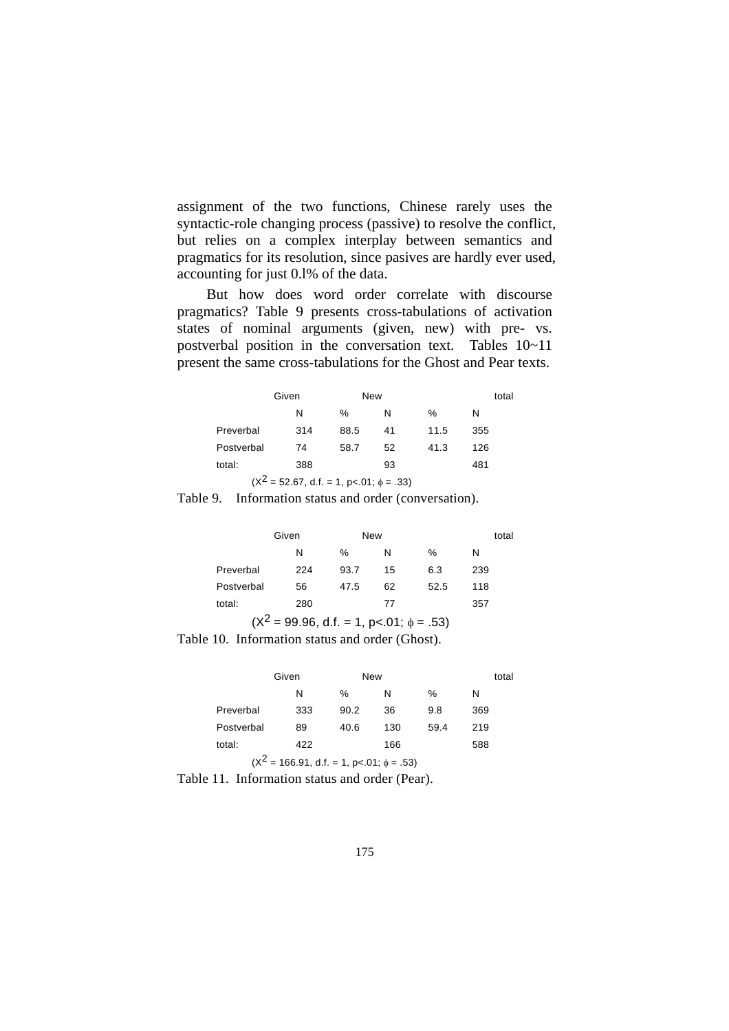assignment of the two functions, Chinese rarely uses the syntactic-role changing process (passive) to resolve the conflict, but relies on a complex interplay between semantics and pragmatics for its resolution, since pasives are hardly ever used, accounting for just 0.l% of the data.

But how does word order correlate with discourse pragmatics? Table 9 presents cross-tabulations of activation states of nominal arguments (given, new) with pre- vs. postverbal position in the conversation text. Tables 10~11 present the same cross-tabulations for the Ghost and Pear texts.

| | Given | | New | | total |
|---|---|---|---|---|---|
| | N | % | N | % | N |
| Preverbal | 314 | 88.5 | 41 | 11.5 | 355 |
| Postverbal | 74 | 58.7 | 52 | 41.3 | 126 |
| total: | 388 | | 93 | | 481 |

($X^2$ = 52.67, d.f. = 1, p<.01; $\phi$ = .33)

Table 9. Information status and order (conversation).

| | Given | | New | | total |
|---|---|---|---|---|---|
| | N | % | N | % | N |
| Preverbal | 224 | 93.7 | 15 | 6.3 | 239 |
| Postverbal | 56 | 47.5 | 62 | 52.5 | 118 |
| total: | 280 | | 77 | | 357 |

($X^2$ = 99.96, d.f. = 1, p<.01; $\phi$ = .53)

Table 10. Information status and order (Ghost).

| | Given | | New | | total |
|---|---|---|---|---|---|
| | N | % | N | % | N |
| Preverbal | 333 | 90.2 | 36 | 9.8 | 369 |
| Postverbal | 89 | 40.6 | 130 | 59.4 | 219 |
| total: | 422 | | 166 | | 588 |

($X^2$ = 166.91, d.f. = 1, p<.01; $\phi$ = .53)

Table 11. Information status and order (Pear).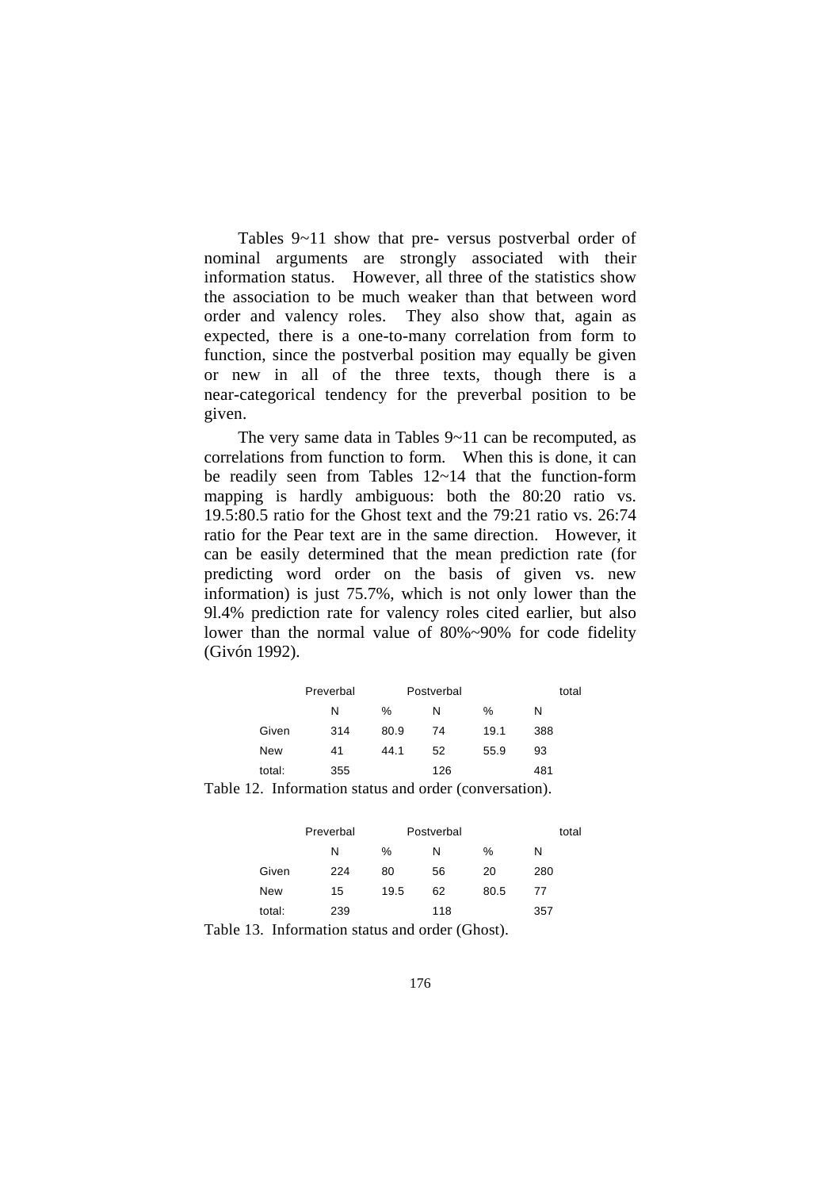Tables 9~11 show that pre- versus postverbal order of nominal arguments are strongly associated with their information status. However, all three of the statistics show the association to be much weaker than that between word order and valency roles. They also show that, again as expected, there is a one-to-many correlation from form to function, since the postverbal position may equally be given or new in all of the three texts, though there is a near-categorical tendency for the preverbal position to be given.

The very same data in Tables 9~11 can be recomputed, as correlations from function to form. When this is done, it can be readily seen from Tables 12~14 that the function-form mapping is hardly ambiguous: both the 80:20 ratio vs. 19.5:80.5 ratio for the Ghost text and the 79:21 ratio vs. 26:74 ratio for the Pear text are in the same direction. However, it can be easily determined that the mean prediction rate (for predicting word order on the basis of given vs. new information) is just 75.7%, which is not only lower than the 9l.4% prediction rate for valency roles cited earlier, but also lower than the normal value of 80%~90% for code fidelity (Givón 1992).

| | Preverbal | | Postverbal | | total |
|---|---|---|---|---|---|
| | N | % | N | % | N |
| Given | 314 | 80.9 | 74 | 19.1 | 388 |
| New | 41 | 44.1 | 52 | 55.9 | 93 |
| total: | 355 | | 126 | | 481 |

Table 12. Information status and order (conversation).

| | Preverbal | | Postverbal | | total |
|---|---|---|---|---|---|
| | N | % | N | % | N |
| Given | 224 | 80 | 56 | 20 | 280 |
| New | 15 | 19.5 | 62 | 80.5 | 77 |
| total: | 239 | | 118 | | 357 |

Table 13. Information status and order (Ghost).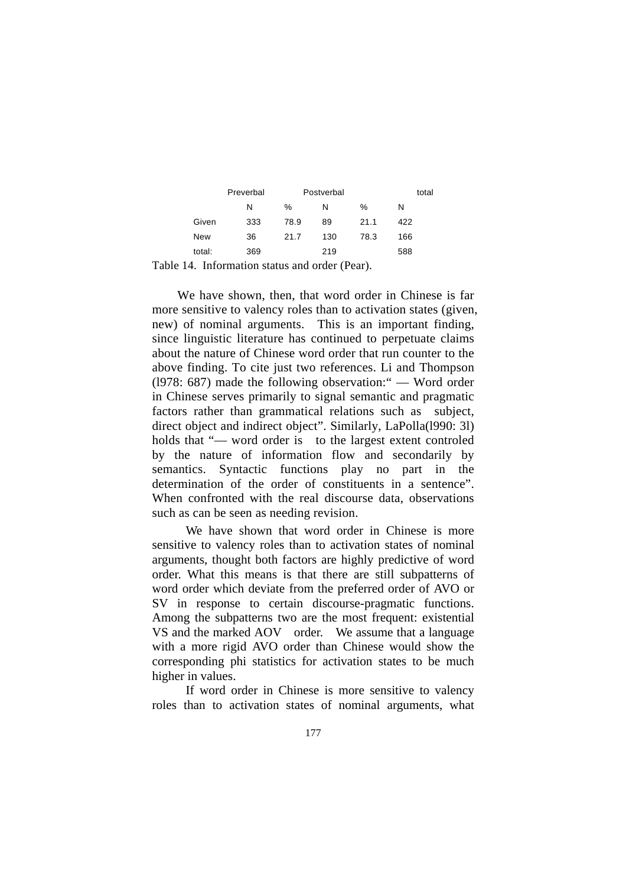| | Preverbal | | Postverbal | | total |
|---|---|---|---|---|---|
| | N | % | N | % | N |
| Given | 333 | 78.9 | 89 | 21.1 | 422 |
| New | 36 | 21.7 | 130 | 78.3 | 166 |
| total: | 369 | | 219 | | 588 |

Table 14. Information status and order (Pear).

We have shown, then, that word order in Chinese is far more sensitive to valency roles than to activation states (given, new) of nominal arguments. This is an important finding, since linguistic literature has continued to perpetuate claims about the nature of Chinese word order that run counter to the above finding. To cite just two references. Li and Thompson (l978: 687) made the following observation:" — Word order in Chinese serves primarily to signal semantic and pragmatic factors rather than grammatical relations such as subject, direct object and indirect object". Similarly, LaPolla(l990: 3l) holds that "— word order is to the largest extent controled by the nature of information flow and secondarily by semantics. Syntactic functions play no part in the determination of the order of constituents in a sentence". When confronted with the real discourse data, observations such as can be seen as needing revision.

We have shown that word order in Chinese is more sensitive to valency roles than to activation states of nominal arguments, thought both factors are highly predictive of word order. What this means is that there are still subpatterns of word order which deviate from the preferred order of AVO or SV in response to certain discourse-pragmatic functions. Among the subpatterns two are the most frequent: existential VS and the marked AOV order. We assume that a language with a more rigid AVO order than Chinese would show the corresponding phi statistics for activation states to be much higher in values.

If word order in Chinese is more sensitive to valency roles than to activation states of nominal arguments, what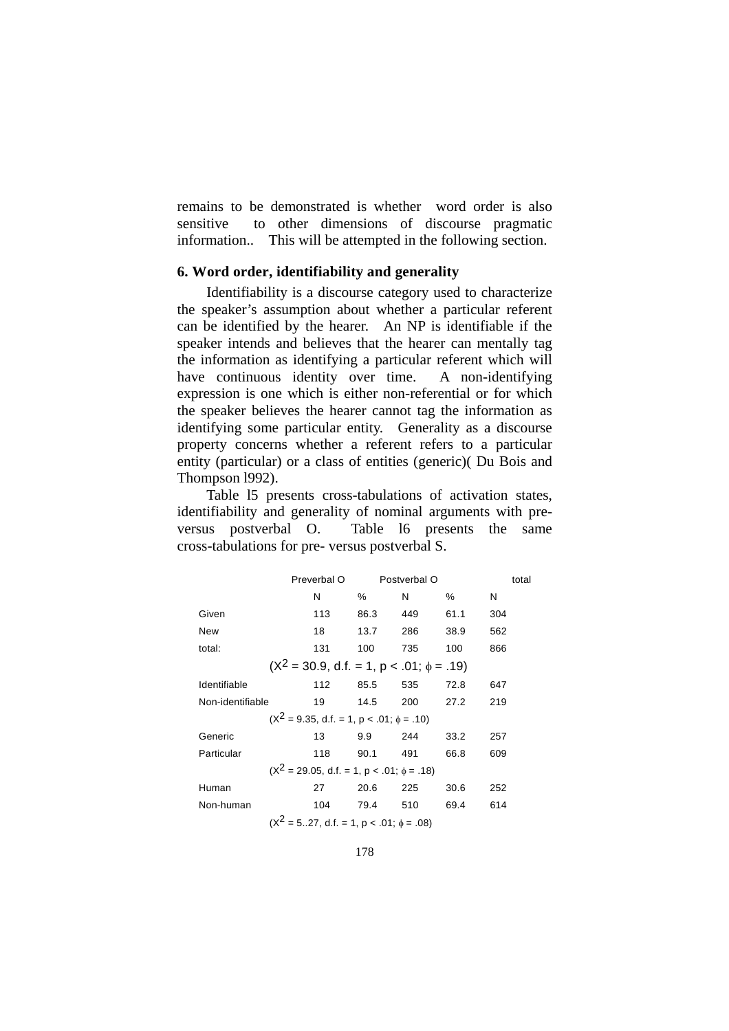remains to be demonstrated is whether word order is also sensitive to other dimensions of discourse pragmatic information.. This will be attempted in the following section.

## 6. Word order, identifiability and generality

Identifiability is a discourse category used to characterize the speaker's assumption about whether a particular referent can be identified by the hearer. An NP is identifiable if the speaker intends and believes that the hearer can mentally tag the information as identifying a particular referent which will have continuous identity over time. A non-identifying expression is one which is either non-referential or for which the speaker believes the hearer cannot tag the information as identifying some particular entity. Generality as a discourse property concerns whether a referent refers to a particular entity (particular) or a class of entities (generic)( Du Bois and Thompson l992).

Table l5 presents cross-tabulations of activation states, identifiability and generality of nominal arguments with pre- versus postverbal O. Table l6 presents the same cross-tabulations for pre- versus postverbal S.

| | Preverbal O | | Postverbal O | | total |
|---|---|---|---|---|---|
| | N | % | N | % | N |
| Given | 113 | 86.3 | 449 | 61.1 | 304 |
| New | 18 | 13.7 | 286 | 38.9 | 562 |
| total: | 131 | 100 | 735 | 100 | 866 |
| ($X^2$ = 30.9, d.f. = 1, $p < .01$; $\phi = .19$) | | | | | |
| Identifiable | 112 | 85.5 | 535 | 72.8 | 647 |
| Non-identifiable | 19 | 14.5 | 200 | 27.2 | 219 |
| ($X^2$ = 9.35, d.f. = 1, $p < .01$; $\phi = .10$) | | | | | |
| Generic | 13 | 9.9 | 244 | 33.2 | 257 |
| Particular | 118 | 90.1 | 491 | 66.8 | 609 |
| ($X^2$ = 29.05, d.f. = 1, $p < .01$; $\phi = .18$) | | | | | |
| Human | 27 | 20.6 | 225 | 30.6 | 252 |
| Non-human | 104 | 79.4 | 510 | 69.4 | 614 |
| ($X^2$ = 5..27, d.f. = 1, $p < .01$; $\phi = .08$) | | | | | |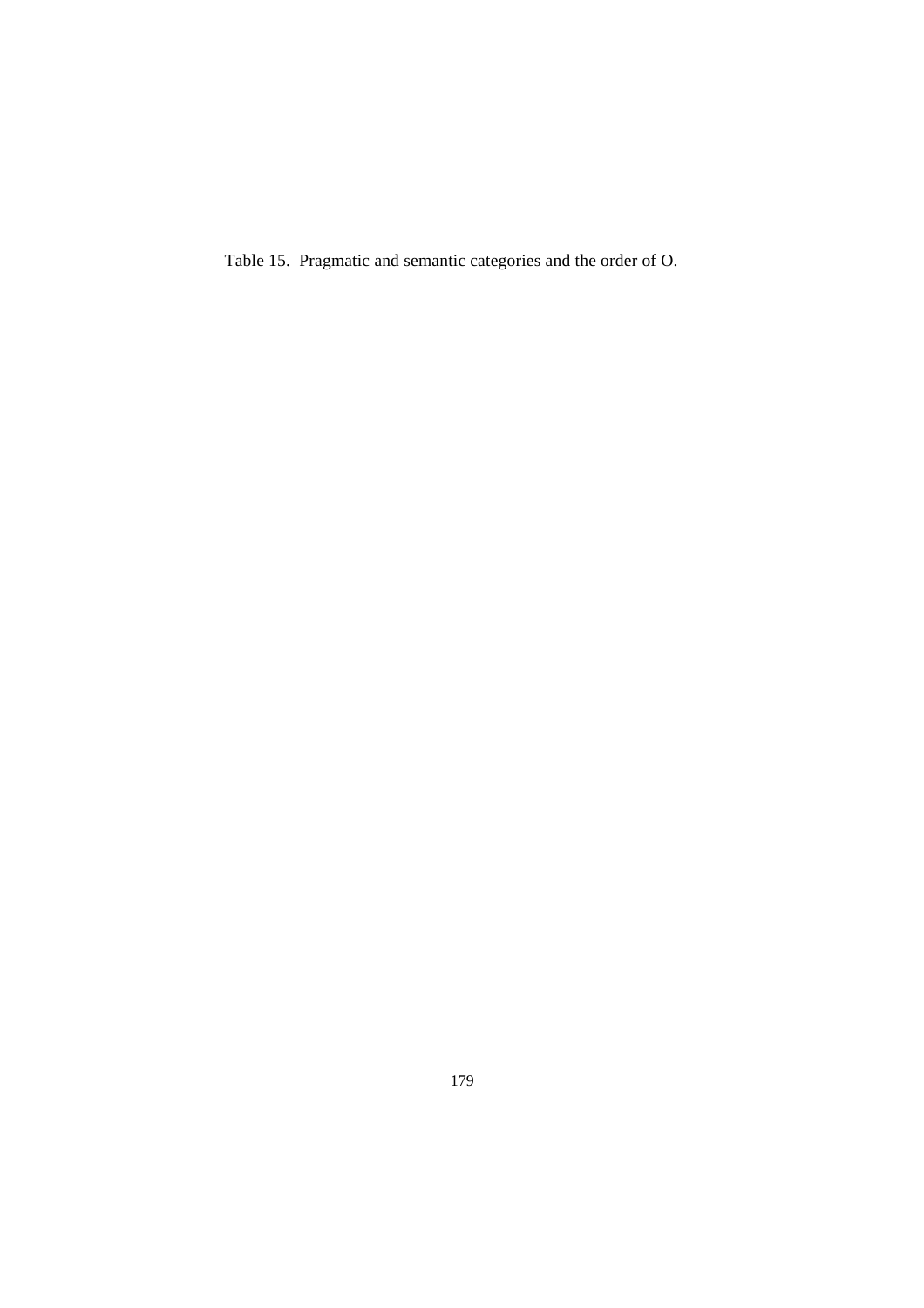Table 15. Pragmatic and semantic categories and the order of O.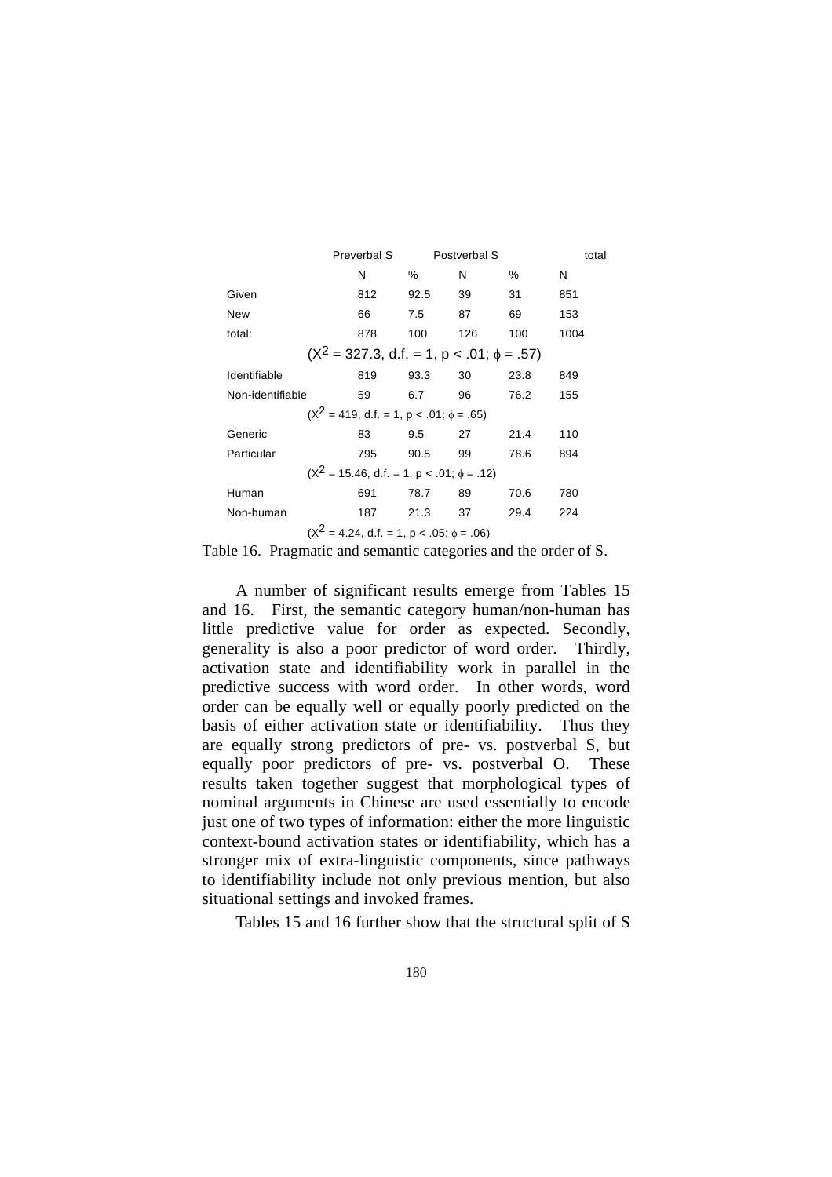| | Preverbal S | | Postverbal S | | total |
|---|---|---|---|---|---|
| | N | % | N | % | N |
| Given | 812 | 92.5 | 39 | 31 | 851 |
| New | 66 | 7.5 | 87 | 69 | 153 |
| total: | 878 | 100 | 126 | 100 | 1004 |
| ($X^2$ = 327.3, d.f. = 1, $p < .01$; $\phi = .57$) | | | | | |
| Identifiable | 819 | 93.3 | 30 | 23.8 | 849 |
| Non-identifiable | 59 | 6.7 | 96 | 76.2 | 155 |
| ($X^2$ = 419, d.f. = 1, $p < .01$; $\phi = .65$) | | | | | |
| Generic | 83 | 9.5 | 27 | 21.4 | 110 |
| Particular | 795 | 90.5 | 99 | 78.6 | 894 |
| ($X^2$ = 15.46, d.f. = 1, $p < .01$; $\phi = .12$) | | | | | |
| Human | 691 | 78.7 | 89 | 70.6 | 780 |
| Non-human | 187 | 21.3 | 37 | 29.4 | 224 |
| ($X^2$ = 4.24, d.f. = 1, $p < .05$; $\phi = .06$) | | | | | |

Table 16. Pragmatic and semantic categories and the order of S.

A number of significant results emerge from Tables 15 and 16. First, the semantic category human/non-human has little predictive value for order as expected. Secondly, generality is also a poor predictor of word order. Thirdly, activation state and identifiability work in parallel in the predictive success with word order. In other words, word order can be equally well or equally poorly predicted on the basis of either activation state or identifiability. Thus they are equally strong predictors of pre- vs. postverbal S, but equally poor predictors of pre- vs. postverbal O. These results taken together suggest that morphological types of nominal arguments in Chinese are used essentially to encode just one of two types of information: either the more linguistic context-bound activation states or identifiability, which has a stronger mix of extra-linguistic components, since pathways to identifiability include not only previous mention, but also situational settings and invoked frames.

Tables 15 and 16 further show that the structural split of S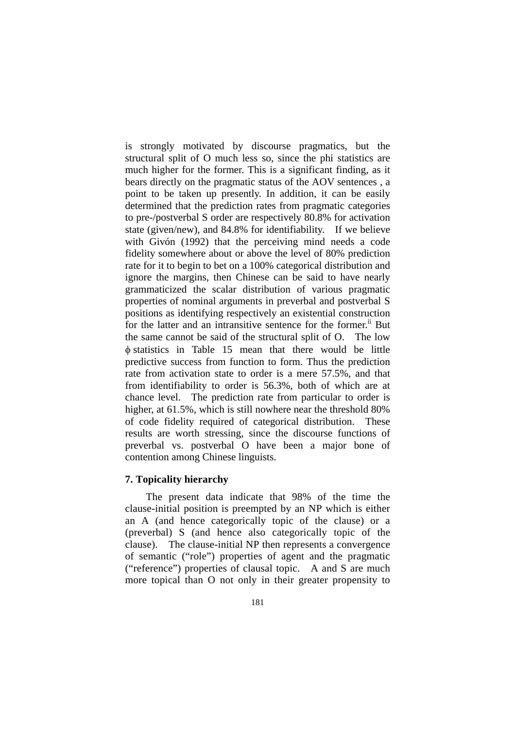is strongly motivated by discourse pragmatics, but the structural split of O much less so, since the phi statistics are much higher for the former. This is a significant finding, as it bears directly on the pragmatic status of the AOV sentences , a point to be taken up presently. In addition, it can be easily determined that the prediction rates from pragmatic categories to pre-/postverbal S order are respectively 80.8% for activation state (given/new), and 84.8% for identifiability. If we believe with Givón (1992) that the perceiving mind needs a code fidelity somewhere about or above the level of 80% prediction rate for it to begin to bet on a 100% categorical distribution and ignore the margins, then Chinese can be said to have nearly grammaticized the scalar distribution of various pragmatic properties of nominal arguments in preverbal and postverbal S positions as identifying respectively an existential construction for the latter and an intransitive sentence for the former.[ii] But the same cannot be said of the structural split of O. The low $\phi$ statistics in Table 15 mean that there would be little predictive success from function to form. Thus the prediction rate from activation state to order is a mere 57.5%, and that from identifiability to order is 56.3%, both of which are at chance level. The prediction rate from particular to order is higher, at 61.5%, which is still nowhere near the threshold 80% of code fidelity required of categorical distribution. These results are worth stressing, since the discourse functions of preverbal vs. postverbal O have been a major bone of contention among Chinese linguists.

## 7. Topicality hierarchy

The present data indicate that 98% of the time the clause-initial position is preempted by an NP which is either an A (and hence categorically topic of the clause) or a (preverbal) S (and hence also categorically topic of the clause). The clause-initial NP then represents a convergence of semantic ("role") properties of agent and the pragmatic ("reference") properties of clausal topic. A and S are much more topical than O not only in their greater propensity to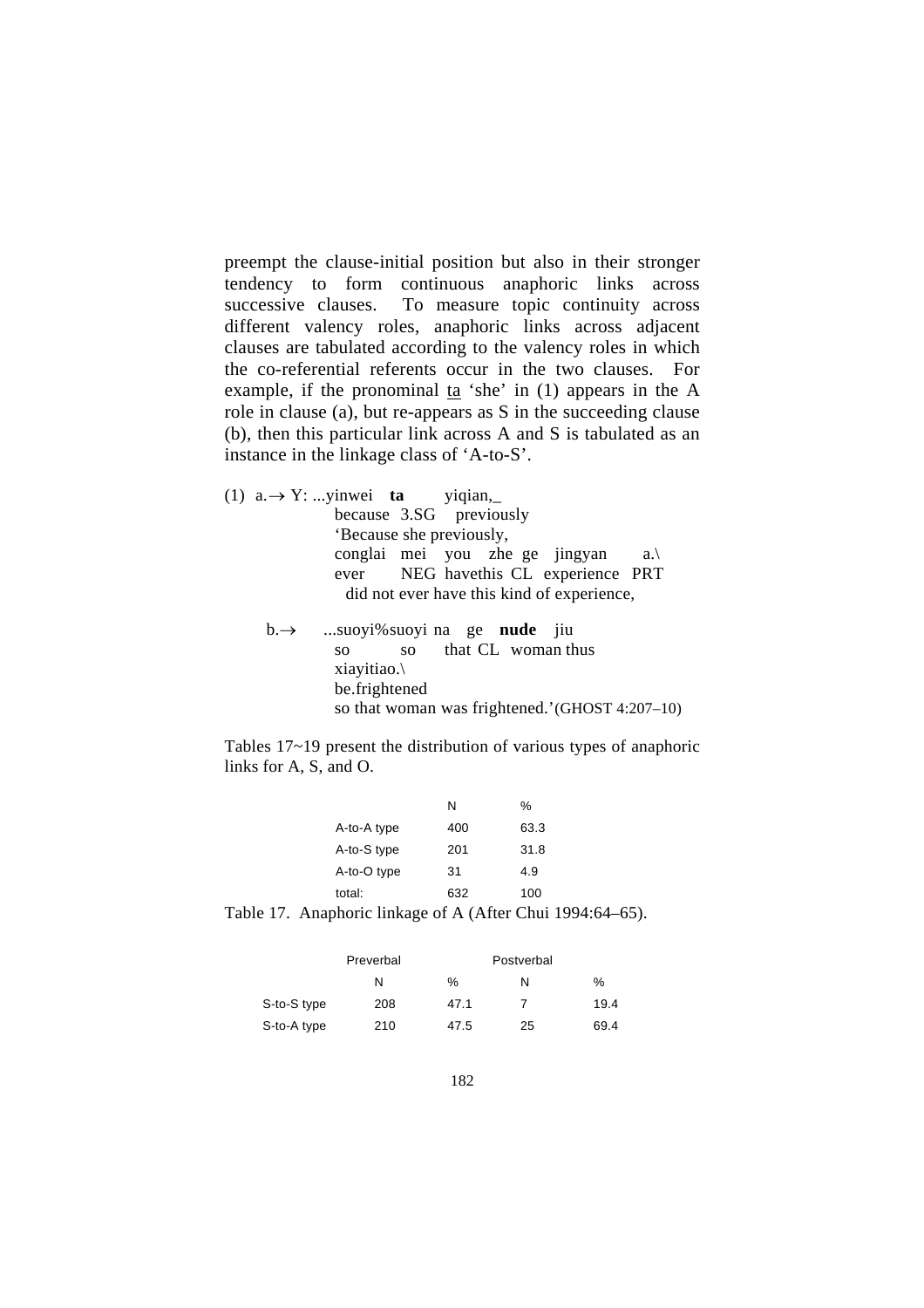preempt the clause-initial position but also in their stronger tendency to form continuous anaphoric links across successive clauses. To measure topic continuity across different valency roles, anaphoric links across adjacent clauses are tabulated according to the valency roles in which the co-referential referents occur in the two clauses. For example, if the pronominal ta 'she' in (1) appears in the A role in clause (a), but re-appears as S in the succeeding clause (b), then this particular link across A and S is tabulated as an instance in the linkage class of 'A-to-S'.

(1) a.→ Y: ...yinwei **ta** yiqian,_
because 3.SG previously
'Because she previously,
conglai mei you zhe ge jingyan a.\
ever NEG have this CL experience PRT
did not ever have this kind of experience,

b.→ ...suoyi%suoyi na ge **nude** jiu
so so that CL woman thus
xiayitiao.\
be.frightened
so that woman was frightened.'(GHOST 4:207–10)

Tables 17~19 present the distribution of various types of anaphoric links for A, S, and O.

| | N | % |
|---|---|---|
| A-to-A type | 400 | 63.3 |
| A-to-S type | 201 | 31.8 |
| A-to-O type | 31 | 4.9 |
| total: | 632 | 100 |

Table 17. Anaphoric linkage of A (After Chui 1994:64–65).

| | Preverbal | | Postverbal | |
|---|---|---|---|---|
| | N | % | N | % |
| S-to-S type | 208 | 47.1 | 7 | 19.4 |
| S-to-A type | 210 | 47.5 | 25 | 69.4 |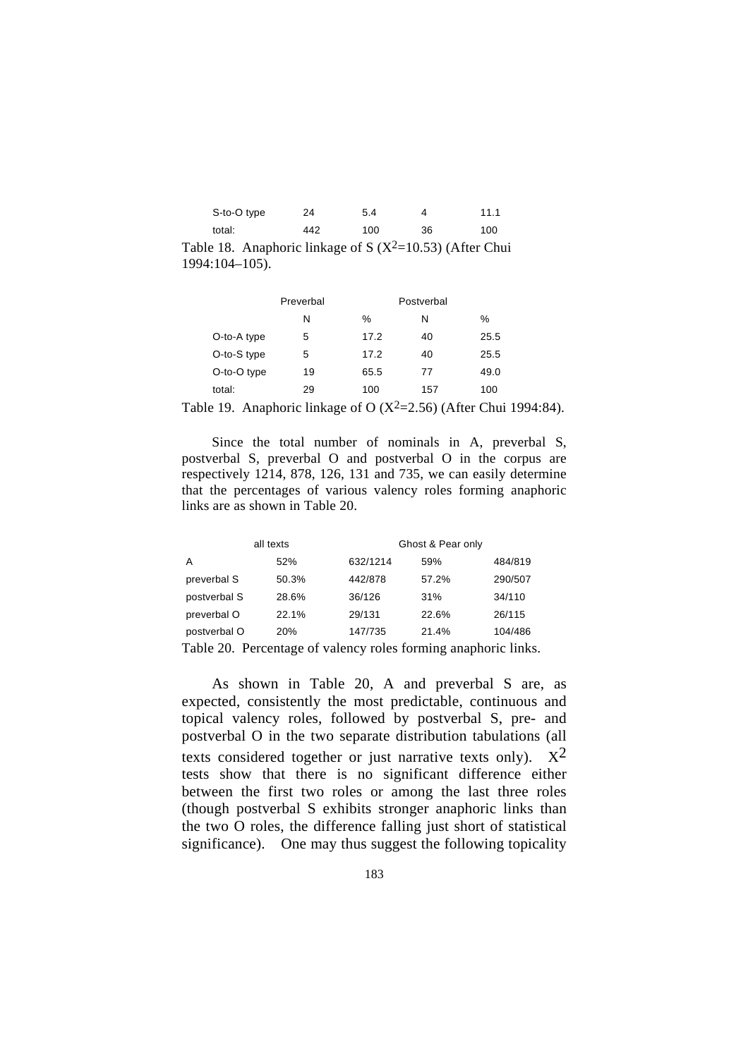| | | | | |
|---|---|---|---|---|
| S-to-O type | 24 | 5.4 | 4 | 11.1 |
| total: | 442 | 100 | 36 | 100 |

Table 18. Anaphoric linkage of S ($X^2$=10.53) (After Chui 1994:104–105).

| | Preverbal | | Postverbal | |
|---|---|---|---|---|
| | N | % | N | % |
| O-to-A type | 5 | 17.2 | 40 | 25.5 |
| O-to-S type | 5 | 17.2 | 40 | 25.5 |
| O-to-O type | 19 | 65.5 | 77 | 49.0 |
| total: | 29 | 100 | 157 | 100 |

Table 19. Anaphoric linkage of O ($X^2$=2.56) (After Chui 1994:84).

Since the total number of nominals in A, preverbal S, postverbal S, preverbal O and postverbal O in the corpus are respectively 1214, 878, 126, 131 and 735, we can easily determine that the percentages of various valency roles forming anaphoric links are as shown in Table 20.

| | all texts | | Ghost & Pear only | |
|---|---|---|---|---|
| A | 52% | 632/1214 | 59% | 484/819 |
| preverbal S | 50.3% | 442/878 | 57.2% | 290/507 |
| postverbal S | 28.6% | 36/126 | 31% | 34/110 |
| preverbal O | 22.1% | 29/131 | 22.6% | 26/115 |
| postverbal O | 20% | 147/735 | 21.4% | 104/486 |

Table 20. Percentage of valency roles forming anaphoric links.

As shown in Table 20, A and preverbal S are, as expected, consistently the most predictable, continuous and topical valency roles, followed by postverbal S, pre- and postverbal O in the two separate distribution tabulations (all texts considered together or just narrative texts only). $X^2$ tests show that there is no significant difference either between the first two roles or among the last three roles (though postverbal S exhibits stronger anaphoric links than the two O roles, the difference falling just short of statistical significance). One may thus suggest the following topicality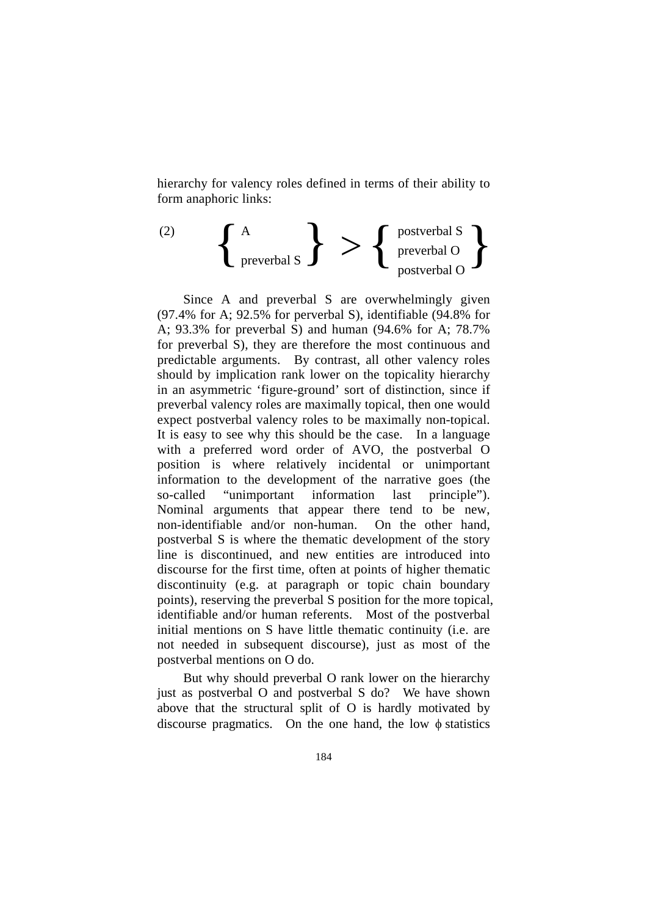hierarchy for valency roles defined in terms of their ability to form anaphoric links:

$$\text{(2)} \qquad \left\{ \begin{array}{l} \text{A} \\ \text{preverbal S} \end{array} \right\} > \left\{ \begin{array}{l} \text{postverbal S} \\ \text{preverbal O} \\ \text{postverbal O} \end{array} \right\}$$

Since A and preverbal S are overwhelmingly given (97.4% for A; 92.5% for perverbal S), identifiable (94.8% for A; 93.3% for preverbal S) and human (94.6% for A; 78.7% for preverbal S), they are therefore the most continuous and predictable arguments. By contrast, all other valency roles should by implication rank lower on the topicality hierarchy in an asymmetric 'figure-ground' sort of distinction, since if preverbal valency roles are maximally topical, then one would expect postverbal valency roles to be maximally non-topical. It is easy to see why this should be the case. In a language with a preferred word order of AVO, the postverbal O position is where relatively incidental or unimportant information to the development of the narrative goes (the so-called "unimportant information last principle"). Nominal arguments that appear there tend to be new, non-identifiable and/or non-human. On the other hand, postverbal S is where the thematic development of the story line is discontinued, and new entities are introduced into discourse for the first time, often at points of higher thematic discontinuity (e.g. at paragraph or topic chain boundary points), reserving the preverbal S position for the more topical, identifiable and/or human referents. Most of the postverbal initial mentions on S have little thematic continuity (i.e. are not needed in subsequent discourse), just as most of the postverbal mentions on O do.

But why should preverbal O rank lower on the hierarchy just as postverbal O and postverbal S do? We have shown above that the structural split of O is hardly motivated by discourse pragmatics. On the one hand, the low $\phi$ statistics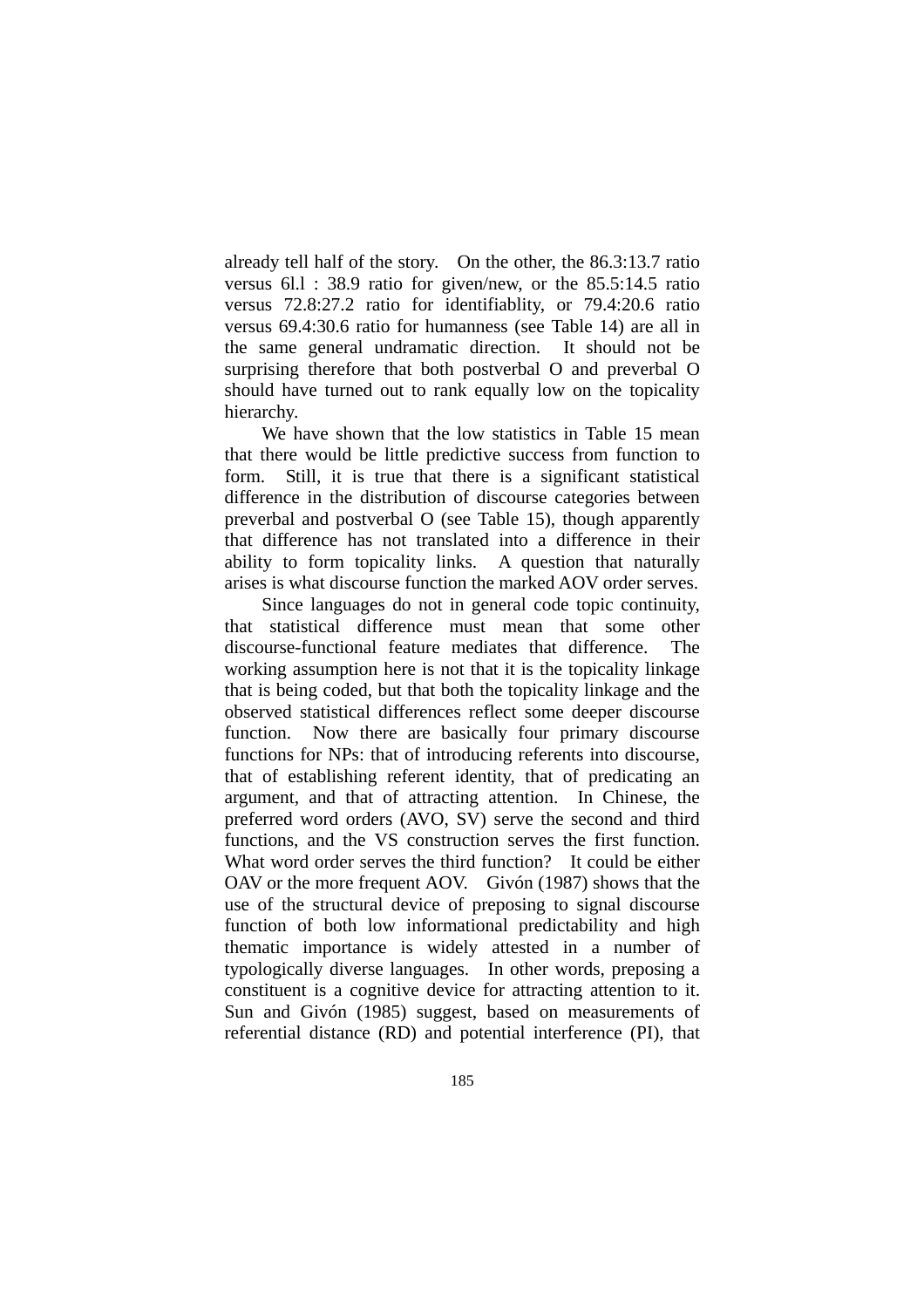already tell half of the story. On the other, the 86.3:13.7 ratio versus 6l.l : 38.9 ratio for given/new, or the 85.5:14.5 ratio versus 72.8:27.2 ratio for identifiablity, or 79.4:20.6 ratio versus 69.4:30.6 ratio for humanness (see Table 14) are all in the same general undramatic direction. It should not be surprising therefore that both postverbal O and preverbal O should have turned out to rank equally low on the topicality hierarchy.

We have shown that the low statistics in Table 15 mean that there would be little predictive success from function to form. Still, it is true that there is a significant statistical difference in the distribution of discourse categories between preverbal and postverbal O (see Table 15), though apparently that difference has not translated into a difference in their ability to form topicality links. A question that naturally arises is what discourse function the marked AOV order serves.

Since languages do not in general code topic continuity, that statistical difference must mean that some other discourse-functional feature mediates that difference. The working assumption here is not that it is the topicality linkage that is being coded, but that both the topicality linkage and the observed statistical differences reflect some deeper discourse function. Now there are basically four primary discourse functions for NPs: that of introducing referents into discourse, that of establishing referent identity, that of predicating an argument, and that of attracting attention. In Chinese, the preferred word orders (AVO, SV) serve the second and third functions, and the VS construction serves the first function. What word order serves the third function? It could be either OAV or the more frequent AOV. Givón (1987) shows that the use of the structural device of preposing to signal discourse function of both low informational predictability and high thematic importance is widely attested in a number of typologically diverse languages. In other words, preposing a constituent is a cognitive device for attracting attention to it. Sun and Givón (1985) suggest, based on measurements of referential distance (RD) and potential interference (PI), that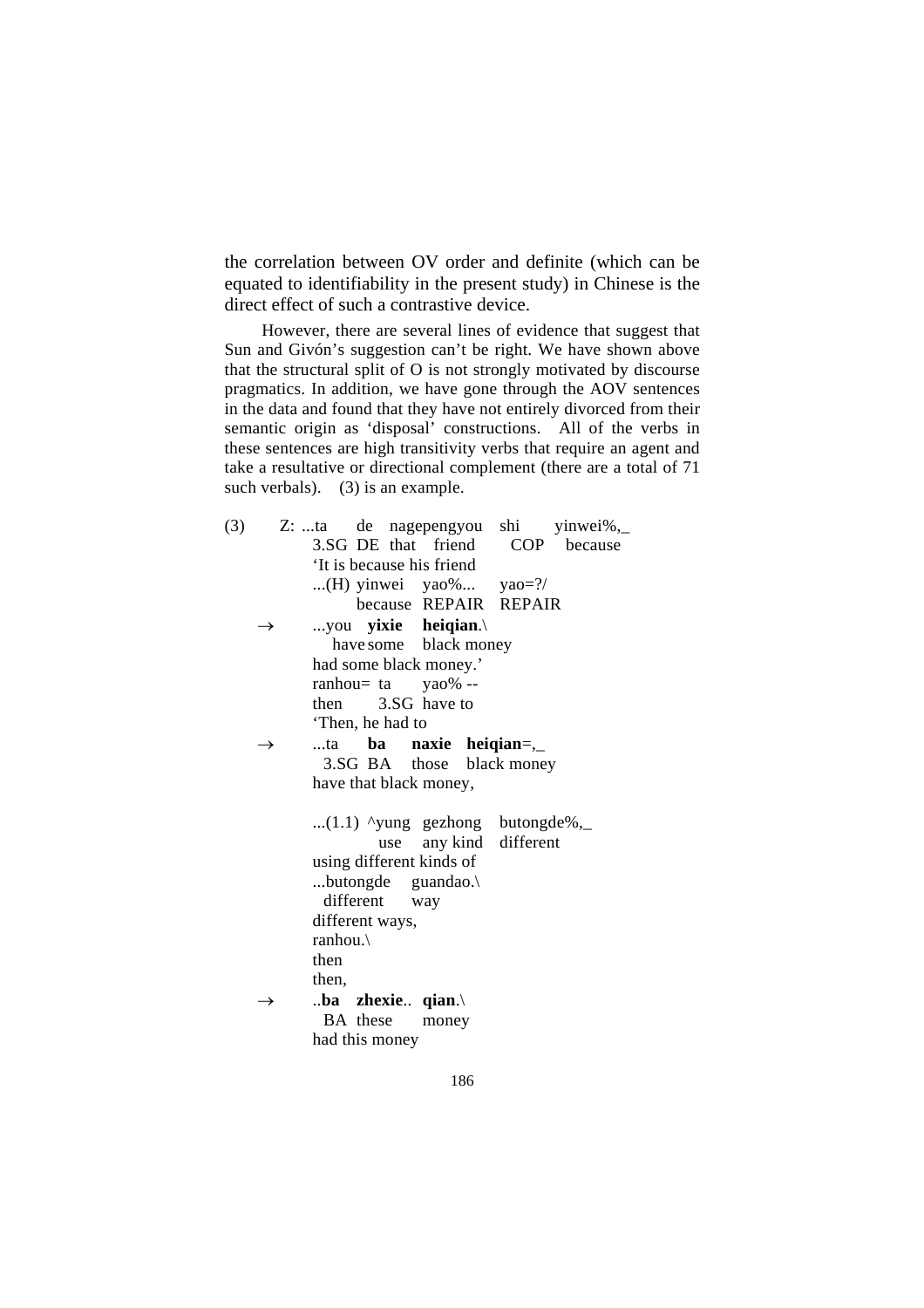the correlation between OV order and definite (which can be equated to identifiability in the present study) in Chinese is the direct effect of such a contrastive device.

However, there are several lines of evidence that suggest that Sun and Givón's suggestion can't be right. We have shown above that the structural split of O is not strongly motivated by discourse pragmatics. In addition, we have gone through the AOV sentences in the data and found that they have not entirely divorced from their semantic origin as 'disposal' constructions. All of the verbs in these sentences are high transitivity verbs that require an agent and take a resultative or directional complement (there are a total of 71 such verbals). (3) is an example.

```
(3)     Z: ...ta     de   nagepengyou   shi     yinwei%,_
           3.SG DE  that  friend       COP    because
           'It is because his friend
           ...(H) yinwei   yao%...    yao=?/
                  because  REPAIR    REPAIR
   →       ...you   yixie   heiqian.\
              have  some    black money
           had some black money.'
           ranhou=  ta     yao% --
           then     3.SG  have to
           'Then, he had to
   →       ...ta    ba    naxie   heiqian=,_
             3.SG  BA    those   black money
           have that black money,

           ...(1.1) ^yung  gezhong   butongde%,_
                    use    any kind  different
           using different kinds of
           ...butongde    guandao.\
             different    way
           different ways,
           ranhou.\
           then
           then,
   →       ..ba   zhexie..  qian.\
             BA  these     money
           had this money
```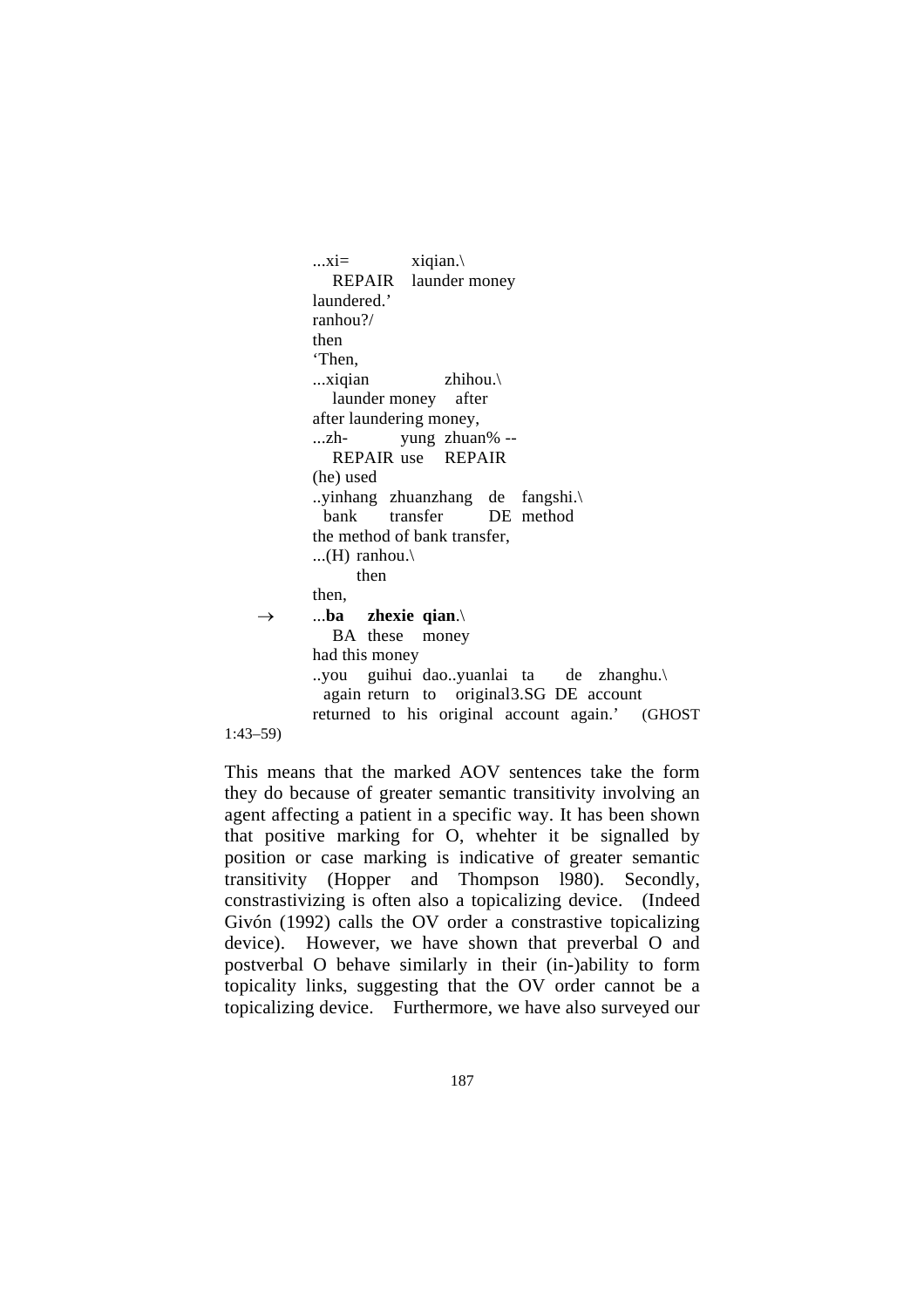```
        ...xi=          xiqian.\
           REPAIR   launder money
        laundered.'
        ranhou?/
        then
        'Then,
        ...xiqian              zhihou.\
           launder money    after
        after laundering money,
        ...zh-          yung  zhuan% --
           REPAIR  use     REPAIR
        (he) used
        ..yinhang   zhuanzhang   de   fangshi.\
          bank       transfer         DE  method
        the method of bank transfer,
        ...(H)  ranhou.\
                then
        then,
→       ...ba     zhexie  qian.\
           BA  these    money
        had this money
        ..you    guihui  dao..yuanlai  ta      de   zhanghu.\
          again return   to    original3.SG  DE  account
        returned  to  his  original  account  again.'    (GHOST
1:43–59)
```

This means that the marked AOV sentences take the form they do because of greater semantic transitivity involving an agent affecting a patient in a specific way. It has been shown that positive marking for O, whehter it be signalled by position or case marking is indicative of greater semantic transitivity (Hopper and Thompson l980). Secondly, constrastivizing is often also a topicalizing device. (Indeed Givón (1992) calls the OV order a constrastive topicalizing device). However, we have shown that preverbal O and postverbal O behave similarly in their (in-)ability to form topicality links, suggesting that the OV order cannot be a topicalizing device. Furthermore, we have also surveyed our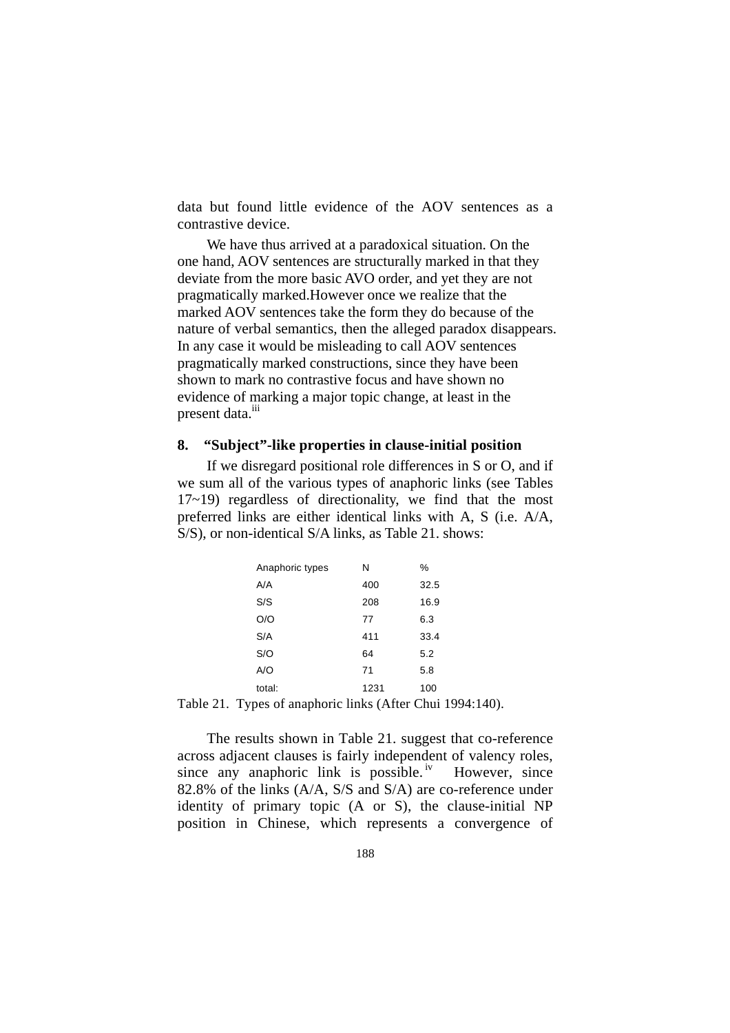data but found little evidence of the AOV sentences as a contrastive device.

We have thus arrived at a paradoxical situation. On the one hand, AOV sentences are structurally marked in that they deviate from the more basic AVO order, and yet they are not pragmatically marked.However once we realize that the marked AOV sentences take the form they do because of the nature of verbal semantics, then the alleged paradox disappears. In any case it would be misleading to call AOV sentences pragmatically marked constructions, since they have been shown to mark no contrastive focus and have shown no evidence of marking a major topic change, at least in the present data.[iii]

## 8. “Subject”-like properties in clause-initial position

If we disregard positional role differences in S or O, and if we sum all of the various types of anaphoric links (see Tables 17~19) regardless of directionality, we find that the most preferred links are either identical links with A, S (i.e. A/A, S/S), or non-identical S/A links, as Table 21. shows:

| Anaphoric types | N | % |
|---|---|---|
| A/A | 400 | 32.5 |
| S/S | 208 | 16.9 |
| O/O | 77 | 6.3 |
| S/A | 411 | 33.4 |
| S/O | 64 | 5.2 |
| A/O | 71 | 5.8 |
| total: | 1231 | 100 |

Table 21. Types of anaphoric links (After Chui 1994:140).

The results shown in Table 21. suggest that co-reference across adjacent clauses is fairly independent of valency roles, since any anaphoric link is possible.[iv] However, since 82.8% of the links (A/A, S/S and S/A) are co-reference under identity of primary topic (A or S), the clause-initial NP position in Chinese, which represents a convergence of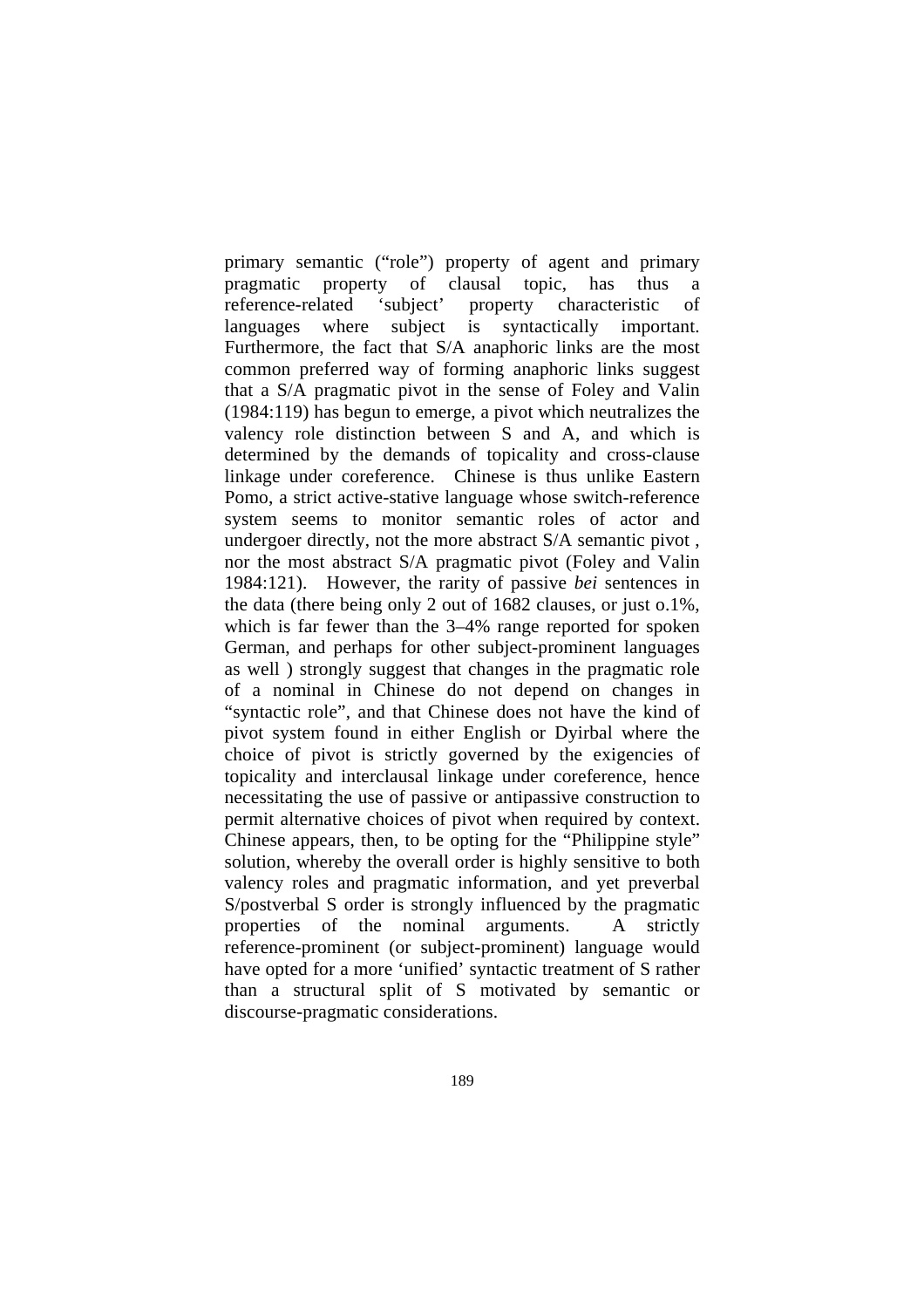primary semantic ("role") property of agent and primary pragmatic property of clausal topic, has thus a reference-related 'subject' property characteristic of languages where subject is syntactically important. Furthermore, the fact that S/A anaphoric links are the most common preferred way of forming anaphoric links suggest that a S/A pragmatic pivot in the sense of Foley and Valin (1984:119) has begun to emerge, a pivot which neutralizes the valency role distinction between S and A, and which is determined by the demands of topicality and cross-clause linkage under coreference. Chinese is thus unlike Eastern Pomo, a strict active-stative language whose switch-reference system seems to monitor semantic roles of actor and undergoer directly, not the more abstract S/A semantic pivot , nor the most abstract S/A pragmatic pivot (Foley and Valin 1984:121). However, the rarity of passive *bei* sentences in the data (there being only 2 out of 1682 clauses, or just o.1%, which is far fewer than the 3–4% range reported for spoken German, and perhaps for other subject-prominent languages as well ) strongly suggest that changes in the pragmatic role of a nominal in Chinese do not depend on changes in "syntactic role", and that Chinese does not have the kind of pivot system found in either English or Dyirbal where the choice of pivot is strictly governed by the exigencies of topicality and interclausal linkage under coreference, hence necessitating the use of passive or antipassive construction to permit alternative choices of pivot when required by context. Chinese appears, then, to be opting for the "Philippine style" solution, whereby the overall order is highly sensitive to both valency roles and pragmatic information, and yet preverbal S/postverbal S order is strongly influenced by the pragmatic properties of the nominal arguments. A strictly reference-prominent (or subject-prominent) language would have opted for a more 'unified' syntactic treatment of S rather than a structural split of S motivated by semantic or discourse-pragmatic considerations.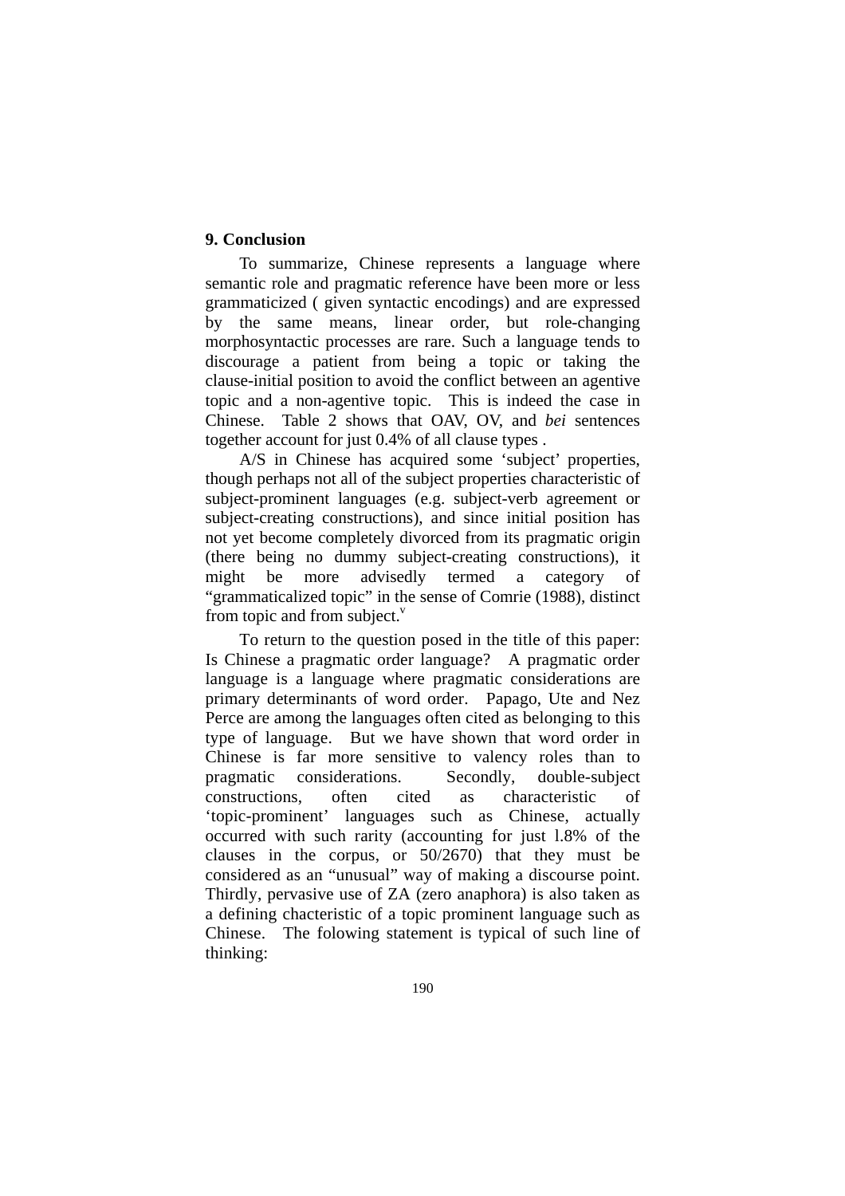## 9. Conclusion

To summarize, Chinese represents a language where semantic role and pragmatic reference have been more or less grammaticized ( given syntactic encodings) and are expressed by the same means, linear order, but role-changing morphosyntactic processes are rare. Such a language tends to discourage a patient from being a topic or taking the clause-initial position to avoid the conflict between an agentive topic and a non-agentive topic. This is indeed the case in Chinese. Table 2 shows that OAV, OV, and *bei* sentences together account for just 0.4% of all clause types .

A/S in Chinese has acquired some 'subject' properties, though perhaps not all of the subject properties characteristic of subject-prominent languages (e.g. subject-verb agreement or subject-creating constructions), and since initial position has not yet become completely divorced from its pragmatic origin (there being no dummy subject-creating constructions), it might be more advisedly termed a category of "grammaticalized topic" in the sense of Comrie (1988), distinct from topic and from subject.[v]

To return to the question posed in the title of this paper: Is Chinese a pragmatic order language? A pragmatic order language is a language where pragmatic considerations are primary determinants of word order. Papago, Ute and Nez Perce are among the languages often cited as belonging to this type of language. But we have shown that word order in Chinese is far more sensitive to valency roles than to pragmatic considerations. Secondly, double-subject constructions, often cited as characteristic of 'topic-prominent' languages such as Chinese, actually occurred with such rarity (accounting for just l.8% of the clauses in the corpus, or 50/2670) that they must be considered as an "unusual" way of making a discourse point. Thirdly, pervasive use of ZA (zero anaphora) is also taken as a defining chacteristic of a topic prominent language such as Chinese. The folowing statement is typical of such line of thinking: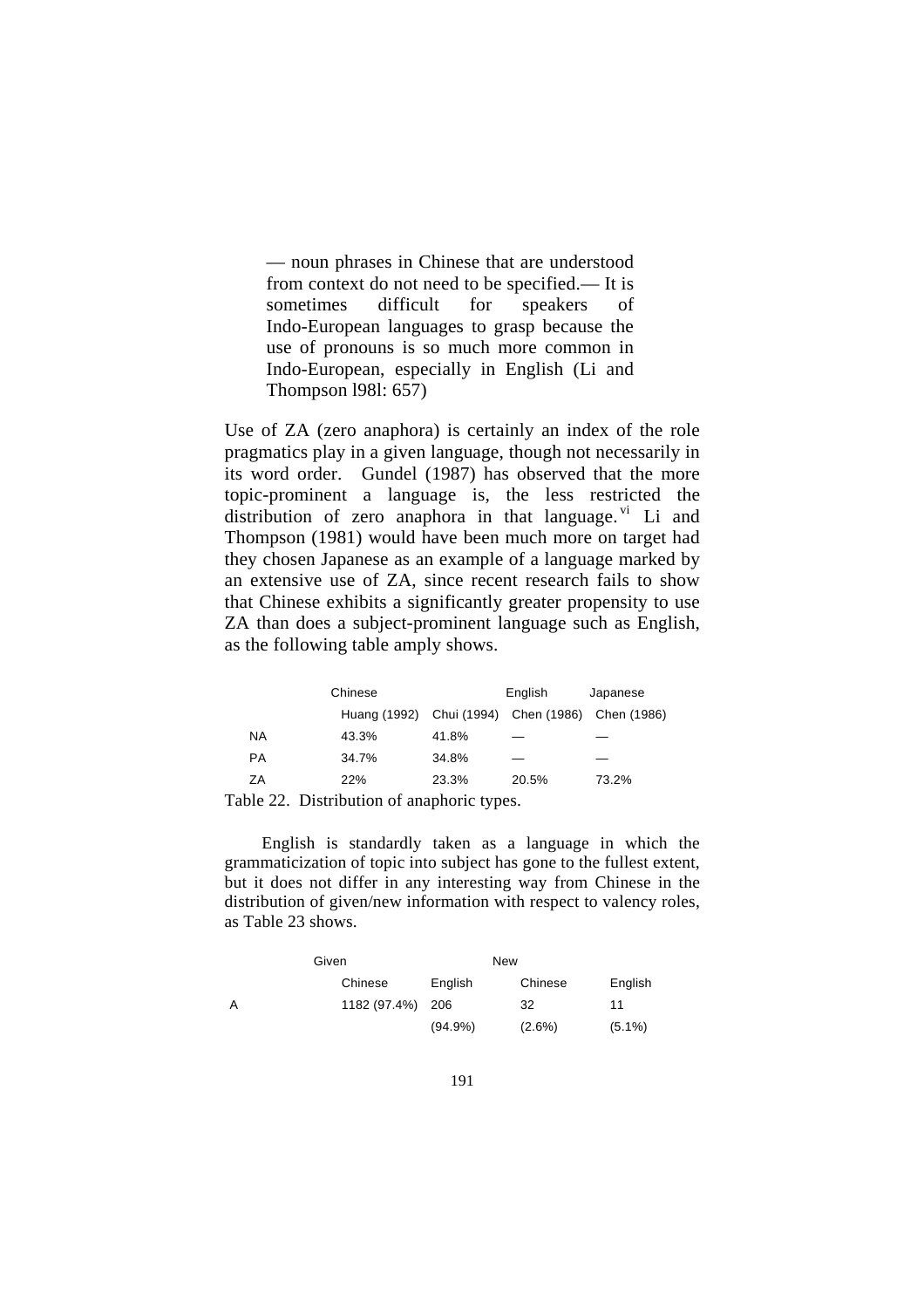> — noun phrases in Chinese that are understood from context do not need to be specified.— It is sometimes difficult for speakers of Indo-European languages to grasp because the use of pronouns is so much more common in Indo-European, especially in English (Li and Thompson l98l: 657)

Use of ZA (zero anaphora) is certainly an index of the role pragmatics play in a given language, though not necessarily in its word order. Gundel (1987) has observed that the more topic-prominent a language is, the less restricted the distribution of zero anaphora in that language.[vi] Li and Thompson (1981) would have been much more on target had they chosen Japanese as an example of a language marked by an extensive use of ZA, since recent research fails to show that Chinese exhibits a significantly greater propensity to use ZA than does a subject-prominent language such as English, as the following table amply shows.

| | Chinese | | English | Japanese |
|---|---|---|---|---|
| | Huang (1992) | Chui (1994) | Chen (1986) | Chen (1986) |
| NA | 43.3% | 41.8% | — | — |
| PA | 34.7% | 34.8% | — | — |
| ZA | 22% | 23.3% | 20.5% | 73.2% |

Table 22. Distribution of anaphoric types.

English is standardly taken as a language in which the grammaticization of topic into subject has gone to the fullest extent, but it does not differ in any interesting way from Chinese in the distribution of given/new information with respect to valency roles, as Table 23 shows.

| | Given | | New | |
|---|---|---|---|---|
| | Chinese | English | Chinese | English |
| A | 1182 (97.4%) | 206 (94.9%) | 32 (2.6%) | 11 (5.1%) |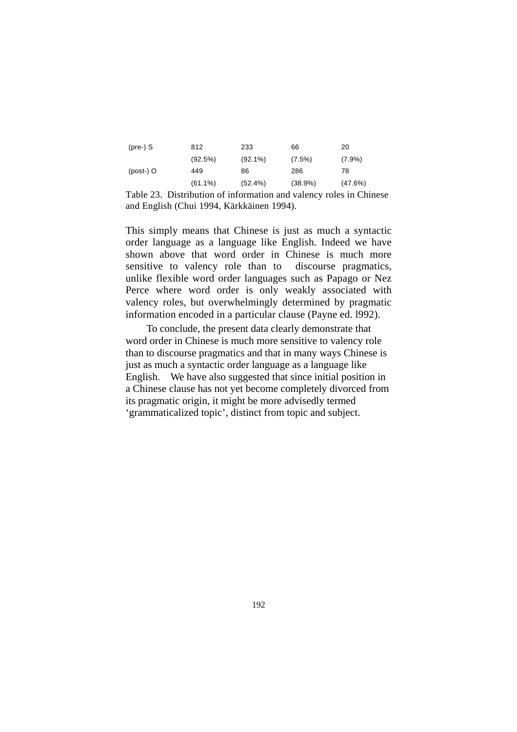| | | | | |
|---|---|---|---|---|
| (pre-) S | 812 | 233 | 66 | 20 |
| | (92.5%) | (92.1%) | (7.5%) | (7.9%) |
| (post-) O | 449 | 86 | 286 | 78 |
| | (61.1%) | (52.4%) | (38.9%) | (47.6%) |

Table 23. Distribution of information and valency roles in Chinese and English (Chui 1994, Kärkkäinen 1994).

This simply means that Chinese is just as much a syntactic order language as a language like English. Indeed we have shown above that word order in Chinese is much more sensitive to valency role than to discourse pragmatics, unlike flexible word order languages such as Papago or Nez Perce where word order is only weakly associated with valency roles, but overwhelmingly determined by pragmatic information encoded in a particular clause (Payne ed. l992).

To conclude, the present data clearly demonstrate that word order in Chinese is much more sensitive to valency role than to discourse pragmatics and that in many ways Chinese is just as much a syntactic order language as a language like English. We have also suggested that since initial position in a Chinese clause has not yet become completely divorced from its pragmatic origin, it might be more advisedly termed 'grammaticalized topic', distinct from topic and subject.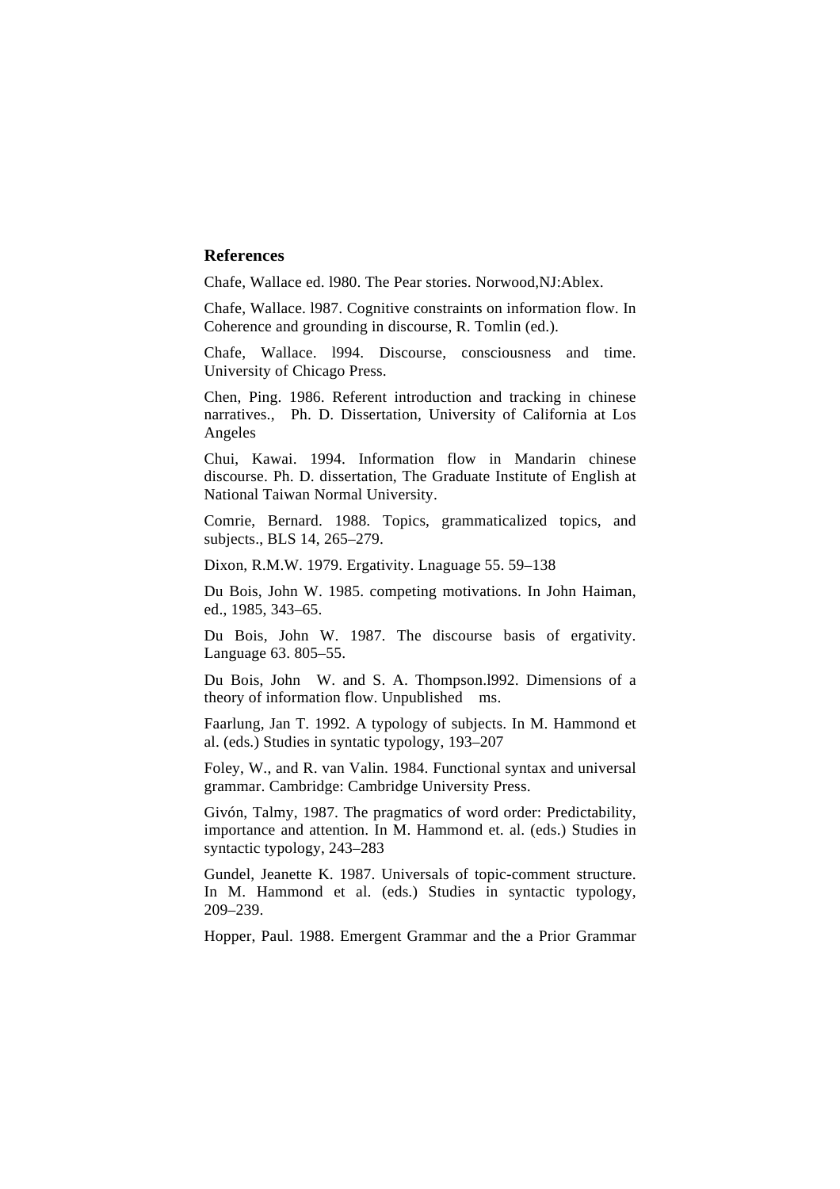## References

Chafe, Wallace ed. l980. The Pear stories. Norwood,NJ:Ablex.

Chafe, Wallace. l987. Cognitive constraints on information flow. In Coherence and grounding in discourse, R. Tomlin (ed.).

Chafe, Wallace. l994. Discourse, consciousness and time. University of Chicago Press.

Chen, Ping. 1986. Referent introduction and tracking in chinese narratives., Ph. D. Dissertation, University of California at Los Angeles

Chui, Kawai. 1994. Information flow in Mandarin chinese discourse. Ph. D. dissertation, The Graduate Institute of English at National Taiwan Normal University.

Comrie, Bernard. 1988. Topics, grammaticalized topics, and subjects., BLS 14, 265–279.

Dixon, R.M.W. 1979. Ergativity. Lnaguage 55. 59–138

Du Bois, John W. 1985. competing motivations. In John Haiman, ed., 1985, 343–65.

Du Bois, John W. 1987. The discourse basis of ergativity. Language 63. 805–55.

Du Bois, John W. and S. A. Thompson.l992. Dimensions of a theory of information flow. Unpublished ms.

Faarlung, Jan T. 1992. A typology of subjects. In M. Hammond et al. (eds.) Studies in syntatic typology, 193–207

Foley, W., and R. van Valin. 1984. Functional syntax and universal grammar. Cambridge: Cambridge University Press.

Givón, Talmy, 1987. The pragmatics of word order: Predictability, importance and attention. In M. Hammond et. al. (eds.) Studies in syntactic typology, 243–283

Gundel, Jeanette K. 1987. Universals of topic-comment structure. In M. Hammond et al. (eds.) Studies in syntactic typology, 209–239.

Hopper, Paul. 1988. Emergent Grammar and the a Prior Grammar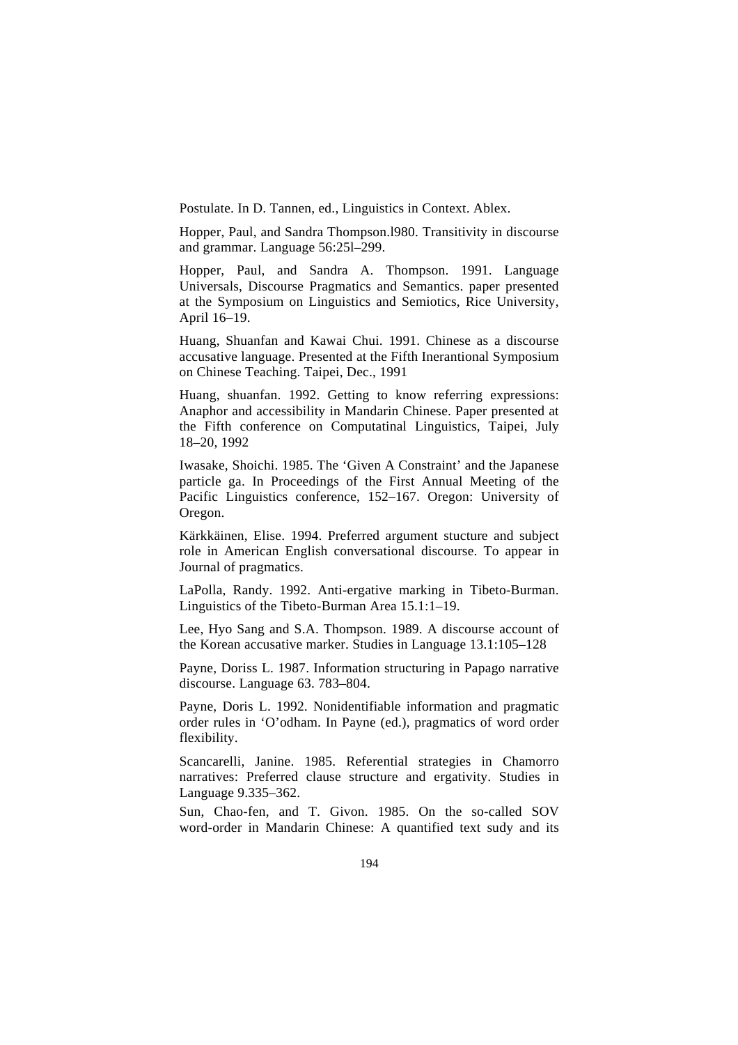Postulate. In D. Tannen, ed., Linguistics in Context. Ablex.

Hopper, Paul, and Sandra Thompson.l980. Transitivity in discourse and grammar. Language 56:25l–299.

Hopper, Paul, and Sandra A. Thompson. 1991. Language Universals, Discourse Pragmatics and Semantics. paper presented at the Symposium on Linguistics and Semiotics, Rice University, April 16–19.

Huang, Shuanfan and Kawai Chui. 1991. Chinese as a discourse accusative language. Presented at the Fifth Inerantional Symposium on Chinese Teaching. Taipei, Dec., 1991

Huang, shuanfan. 1992. Getting to know referring expressions: Anaphor and accessibility in Mandarin Chinese. Paper presented at the Fifth conference on Computatinal Linguistics, Taipei, July 18–20, 1992

Iwasake, Shoichi. 1985. The 'Given A Constraint' and the Japanese particle ga. In Proceedings of the First Annual Meeting of the Pacific Linguistics conference, 152–167. Oregon: University of Oregon.

Kärkkäinen, Elise. 1994. Preferred argument stucture and subject role in American English conversational discourse. To appear in Journal of pragmatics.

LaPolla, Randy. 1992. Anti-ergative marking in Tibeto-Burman. Linguistics of the Tibeto-Burman Area 15.1:1–19.

Lee, Hyo Sang and S.A. Thompson. 1989. A discourse account of the Korean accusative marker. Studies in Language 13.1:105–128

Payne, Doriss L. 1987. Information structuring in Papago narrative discourse. Language 63. 783–804.

Payne, Doris L. 1992. Nonidentifiable information and pragmatic order rules in 'O'odham. In Payne (ed.), pragmatics of word order flexibility.

Scancarelli, Janine. 1985. Referential strategies in Chamorro narratives: Preferred clause structure and ergativity. Studies in Language 9.335–362.

Sun, Chao-fen, and T. Givon. 1985. On the so-called SOV word-order in Mandarin Chinese: A quantified text sudy and its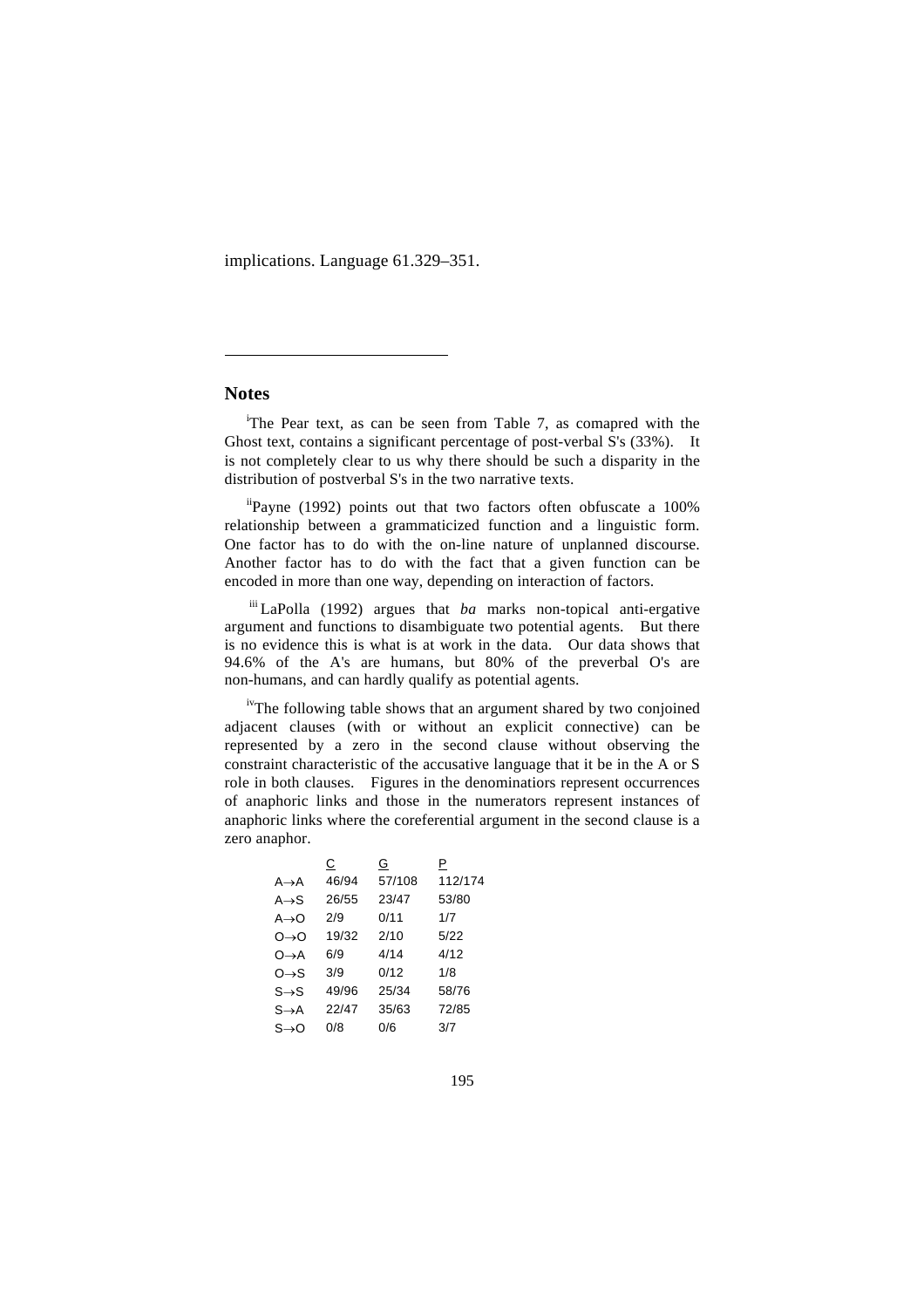implications. Language 61.329–351.

## Notes

[i]The Pear text, as can be seen from Table 7, as comapred with the Ghost text, contains a significant percentage of post-verbal S's (33%). It is not completely clear to us why there should be such a disparity in the distribution of postverbal S's in the two narrative texts.

[ii]Payne (1992) points out that two factors often obfuscate a 100% relationship between a grammaticized function and a linguistic form. One factor has to do with the on-line nature of unplanned discourse. Another factor has to do with the fact that a given function can be encoded in more than one way, depending on interaction of factors.

[iii] LaPolla (1992) argues that *ba* marks non-topical anti-ergative argument and functions to disambiguate two potential agents. But there is no evidence this is what is at work in the data. Our data shows that 94.6% of the A's are humans, but 80% of the preverbal O's are non-humans, and can hardly qualify as potential agents.

[iv]The following table shows that an argument shared by two conjoined adjacent clauses (with or without an explicit connective) can be represented by a zero in the second clause without observing the constraint characteristic of the accusative language that it be in the A or S role in both clauses. Figures in the denominatiors represent occurrences of anaphoric links and those in the numerators represent instances of anaphoric links where the coreferential argument in the second clause is a zero anaphor.

| | C | G | P |
|---|---|---|---|
| A→A | 46/94 | 57/108 | 112/174 |
| A→S | 26/55 | 23/47 | 53/80 |
| A→O | 2/9 | 0/11 | 1/7 |
| O→O | 19/32 | 2/10 | 5/22 |
| O→A | 6/9 | 4/14 | 4/12 |
| O→S | 3/9 | 0/12 | 1/8 |
| S→S | 49/96 | 25/34 | 58/76 |
| S→A | 22/47 | 35/63 | 72/85 |
| S→O | 0/8 | 0/6 | 3/7 |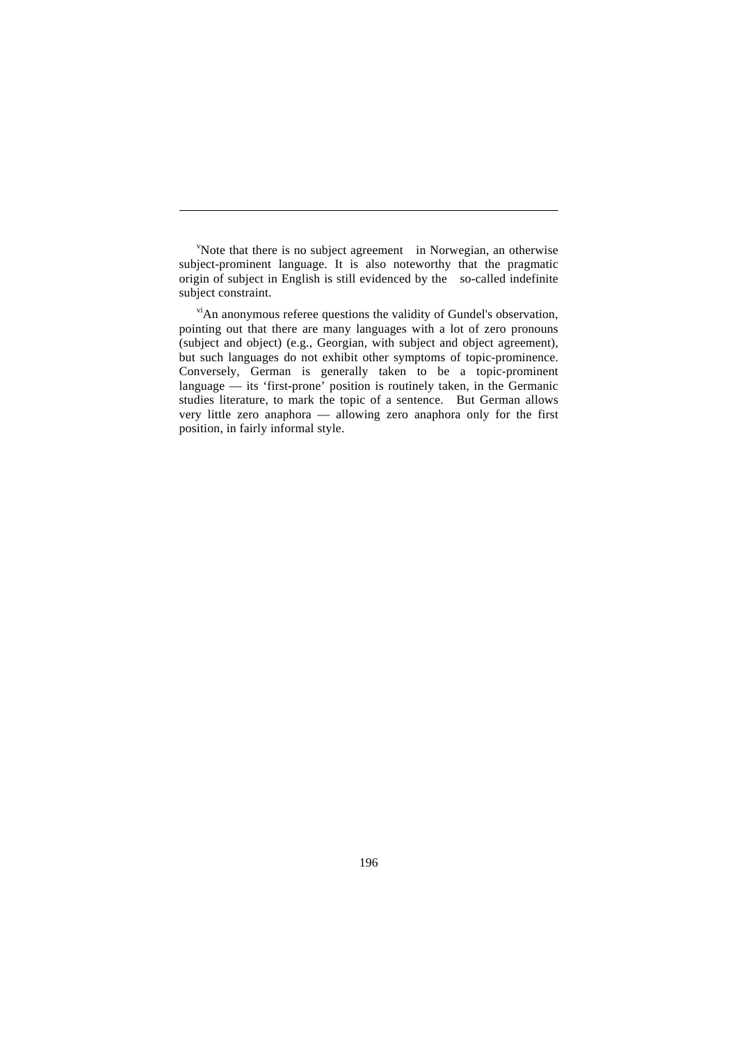[v]Note that there is no subject agreement in Norwegian, an otherwise subject-prominent language. It is also noteworthy that the pragmatic origin of subject in English is still evidenced by the so-called indefinite subject constraint.

[vi]An anonymous referee questions the validity of Gundel's observation, pointing out that there are many languages with a lot of zero pronouns (subject and object) (e.g., Georgian, with subject and object agreement), but such languages do not exhibit other symptoms of topic-prominence. Conversely, German is generally taken to be a topic-prominent language — its 'first-prone' position is routinely taken, in the Germanic studies literature, to mark the topic of a sentence. But German allows very little zero anaphora — allowing zero anaphora only for the first position, in fairly informal style.